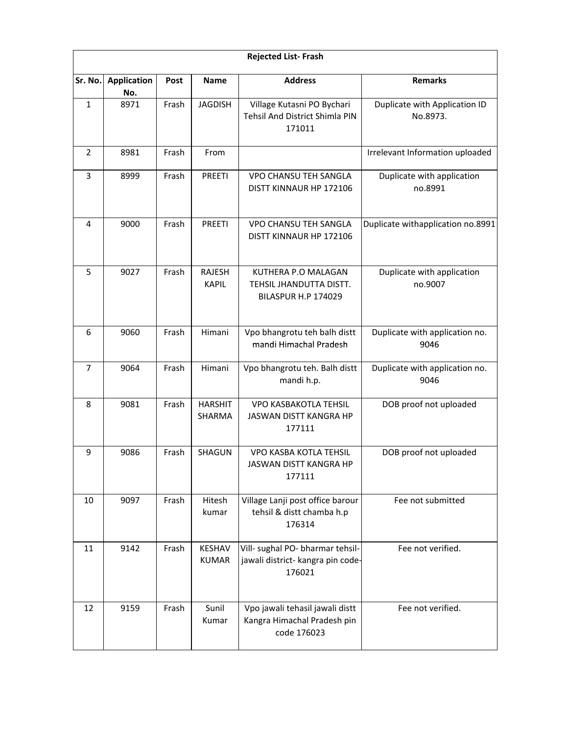| Rejected List- Frash | | | | | |
|---|---|---|---|---|---|
| **Sr. No.** | **Application No.** | **Post** | **Name** | **Address** | **Remarks** |
| 1 | 8971 | Frash | JAGDISH | Village Kutasni PO Bychari Tehsil And District Shimla PIN 171011 | Duplicate with Application ID No.8973. |
| 2 | 8981 | Frash | From | | Irrelevant Information uploaded |
| 3 | 8999 | Frash | PREETI | VPO CHANSU TEH SANGLA DISTT KINNAUR HP 172106 | Duplicate with application no.8991 |
| 4 | 9000 | Frash | PREETI | VPO CHANSU TEH SANGLA DISTT KINNAUR HP 172106 | Duplicate withapplication no.8991 |
| 5 | 9027 | Frash | RAJESH KAPIL | KUTHERA P.O MALAGAN TEHSIL JHANDUTTA DISTT. BILASPUR H.P 174029 | Duplicate with application no.9007 |
| 6 | 9060 | Frash | Himani | Vpo bhangrotu teh balh distt mandi Himachal Pradesh | Duplicate with application no. 9046 |
| 7 | 9064 | Frash | Himani | Vpo bhangrotu teh. Balh distt mandi h.p. | Duplicate with application no. 9046 |
| 8 | 9081 | Frash | HARSHIT SHARMA | VPO KASBAKOTLA TEHSIL JASWAN DISTT KANGRA HP 177111 | DOB proof not uploaded |
| 9 | 9086 | Frash | SHAGUN | VPO KASBA KOTLA TEHSIL JASWAN DISTT KANGRA HP 177111 | DOB proof not uploaded |
| 10 | 9097 | Frash | Hitesh kumar | Village Lanji post office barour tehsil & distt chamba h.p 176314 | Fee not submitted |
| 11 | 9142 | Frash | KESHAV KUMAR | Vill- sughal PO- bharmar tehsil- jawali district- kangra pin code- 176021 | Fee not verified. |
| 12 | 9159 | Frash | Sunil Kumar | Vpo jawali tehasil jawali distt Kangra Himachal Pradesh pin code 176023 | Fee not verified. |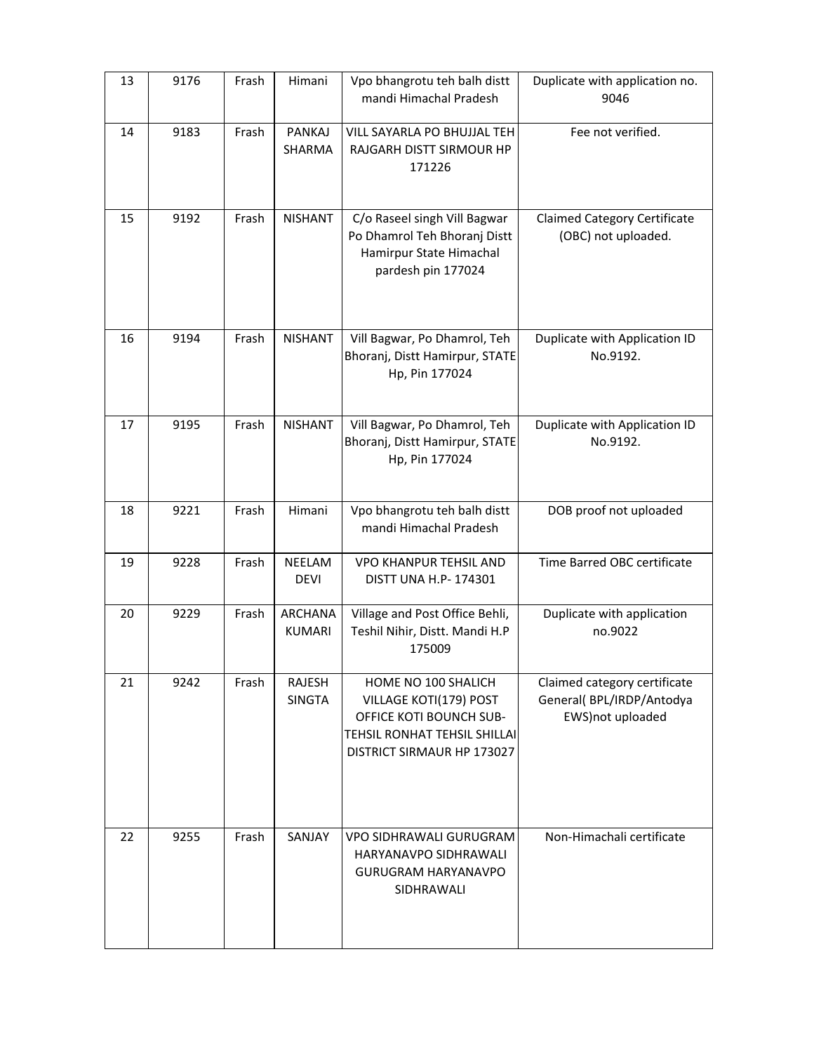| 13 | 9176 | Frash | Himani | Vpo bhangrotu teh balh distt mandi Himachal Pradesh | Duplicate with application no. 9046 |
|---|---|---|---|---|---|
| 14 | 9183 | Frash | PANKAJ SHARMA | VILL SAYARLA PO BHUJJAL TEH RAJGARH DISTT SIRMOUR HP 171226 | Fee not verified. |
| 15 | 9192 | Frash | NISHANT | C/o Raseel singh Vill Bagwar Po Dhamrol Teh Bhoranj Distt Hamirpur State Himachal pardesh pin 177024 | Claimed Category Certificate (OBC) not uploaded. |
| 16 | 9194 | Frash | NISHANT | Vill Bagwar, Po Dhamrol, Teh Bhoranj, Distt Hamirpur, STATE Hp, Pin 177024 | Duplicate with Application ID No.9192. |
| 17 | 9195 | Frash | NISHANT | Vill Bagwar, Po Dhamrol, Teh Bhoranj, Distt Hamirpur, STATE Hp, Pin 177024 | Duplicate with Application ID No.9192. |
| 18 | 9221 | Frash | Himani | Vpo bhangrotu teh balh distt mandi Himachal Pradesh | DOB proof not uploaded |
| 19 | 9228 | Frash | NEELAM DEVI | VPO KHANPUR TEHSIL AND DISTT UNA H.P- 174301 | Time Barred OBC certificate |
| 20 | 9229 | Frash | ARCHANA KUMARI | Village and Post Office Behli, Teshil Nihir, Distt. Mandi H.P 175009 | Duplicate with application no.9022 |
| 21 | 9242 | Frash | RAJESH SINGTA | HOME NO 100 SHALICH VILLAGE KOTI(179) POST OFFICE KOTI BOUNCH SUB-TEHSIL RONHAT TEHSIL SHILLAI DISTRICT SIRMAUR HP 173027 | Claimed category certificate General( BPL/IRDP/Antodya EWS)not uploaded |
| 22 | 9255 | Frash | SANJAY | VPO SIDHRAWALI GURUGRAM HARYANAVPO SIDHRAWALI GURUGRAM HARYANAVPO SIDHRAWALI | Non-Himachali certificate |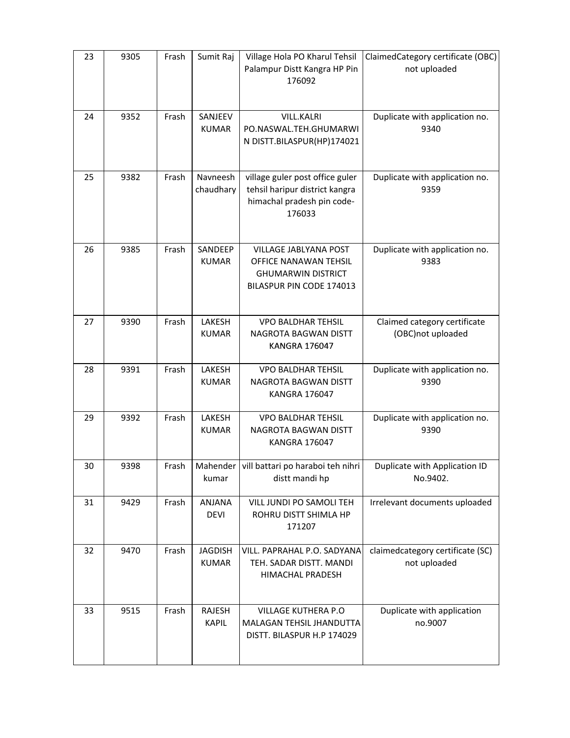| 23 | 9305 | Frash | Sumit Raj | Village Hola PO Kharul Tehsil Palampur Distt Kangra HP Pin 176092 | ClaimedCategory certificate (OBC) not uploaded |
|---|---|---|---|---|---|
| 24 | 9352 | Frash | SANJEEV KUMAR | VILL.KALRI PO.NASWAL.TEH.GHUMARWIN DISTT.BILASPUR(HP)174021 | Duplicate with application no. 9340 |
| 25 | 9382 | Frash | Navneesh chaudhary | village guler post office guler tehsil haripur district kangra himachal pradesh pin code-176033 | Duplicate with application no. 9359 |
| 26 | 9385 | Frash | SANDEEP KUMAR | VILLAGE JABLYANA POST OFFICE NANAWAN TEHSIL GHUMARWIN DISTRICT BILASPUR PIN CODE 174013 | Duplicate with application no. 9383 |
| 27 | 9390 | Frash | LAKESH KUMAR | VPO BALDHAR TEHSIL NAGROTA BAGWAN DISTT KANGRA 176047 | Claimed category certificate (OBC)not uploaded |
| 28 | 9391 | Frash | LAKESH KUMAR | VPO BALDHAR TEHSIL NAGROTA BAGWAN DISTT KANGRA 176047 | Duplicate with application no. 9390 |
| 29 | 9392 | Frash | LAKESH KUMAR | VPO BALDHAR TEHSIL NAGROTA BAGWAN DISTT KANGRA 176047 | Duplicate with application no. 9390 |
| 30 | 9398 | Frash | Mahender kumar | vill battari po haraboi teh nihri distt mandi hp | Duplicate with Application ID No.9402. |
| 31 | 9429 | Frash | ANJANA DEVI | VILL JUNDI PO SAMOLI TEH ROHRU DISTT SHIMLA HP 171207 | Irrelevant documents uploaded |
| 32 | 9470 | Frash | JAGDISH KUMAR | VILL. PAPRAHAL P.O. SADYANA TEH. SADAR DISTT. MANDI HIMACHAL PRADESH | claimedcategory certificate (SC) not uploaded |
| 33 | 9515 | Frash | RAJESH KAPIL | VILLAGE KUTHERA P.O MALAGAN TEHSIL JHANDUTTA DISTT. BILASPUR H.P 174029 | Duplicate with application no.9007 |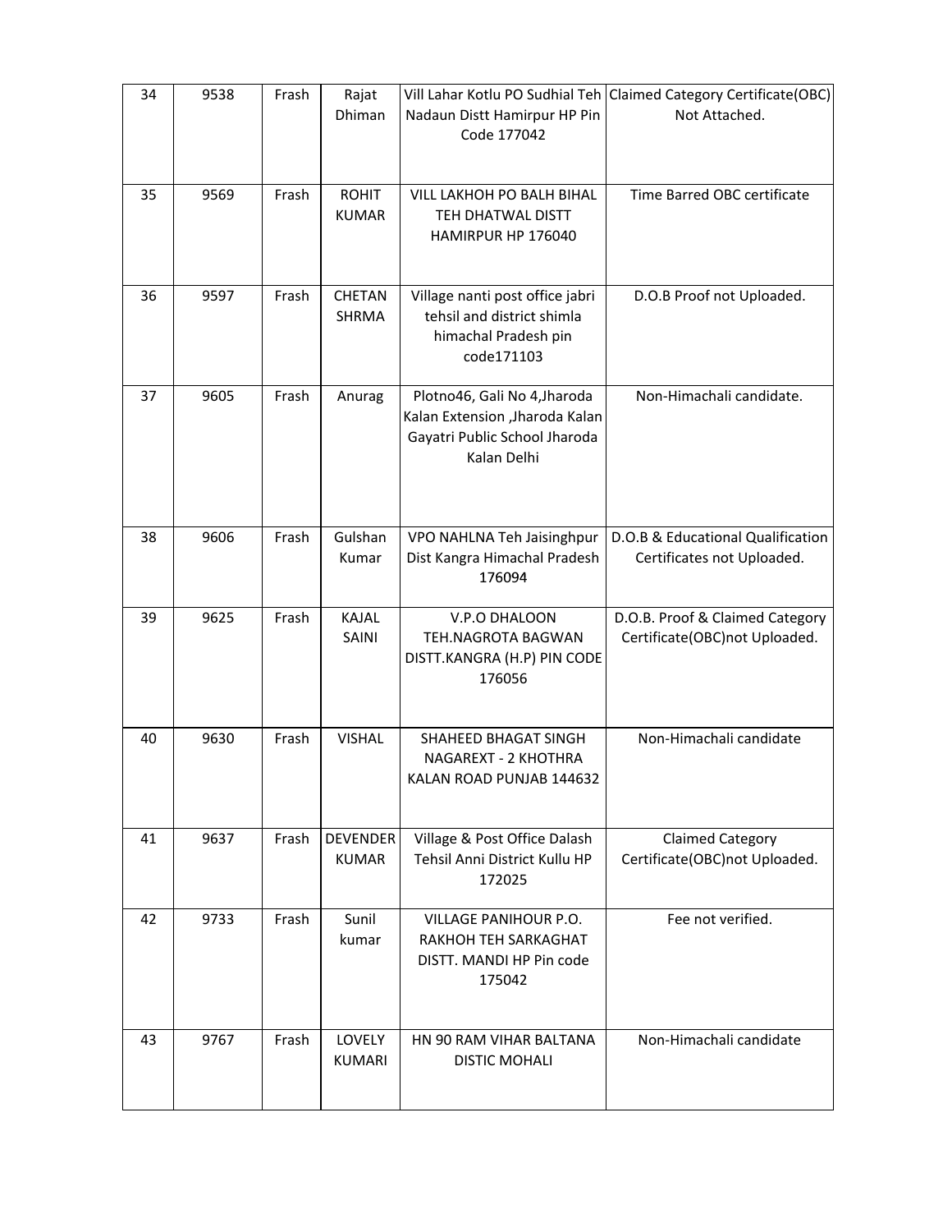| 34 | 9538 | Frash | Rajat Dhiman | Vill Lahar Kotlu PO Sudhial Teh Nadaun Distt Hamirpur HP Pin Code 177042 | Claimed Category Certificate(OBC) Not Attached. |
|---|---|---|---|---|---|
| 35 | 9569 | Frash | ROHIT KUMAR | VILL LAKHOH PO BALH BIHAL TEH DHATWAL DISTT HAMIRPUR HP 176040 | Time Barred OBC certificate |
| 36 | 9597 | Frash | CHETAN SHRMA | Village nanti post office jabri tehsil and district shimla himachal Pradesh pin code171103 | D.O.B Proof not Uploaded. |
| 37 | 9605 | Frash | Anurag | Plotno46, Gali No 4,Jharoda Kalan Extension ,Jharoda Kalan Gayatri Public School Jharoda Kalan Delhi | Non-Himachali candidate. |
| 38 | 9606 | Frash | Gulshan Kumar | VPO NAHLNA Teh Jaisinghpur Dist Kangra Himachal Pradesh 176094 | D.O.B & Educational Qualification Certificates not Uploaded. |
| 39 | 9625 | Frash | KAJAL SAINI | V.P.O DHALOON TEH.NAGROTA BAGWAN DISTT.KANGRA (H.P) PIN CODE 176056 | D.O.B. Proof & Claimed Category Certificate(OBC)not Uploaded. |
| 40 | 9630 | Frash | VISHAL | SHAHEED BHAGAT SINGH NAGAREXT - 2 KHOTHRA KALAN ROAD PUNJAB 144632 | Non-Himachali candidate |
| 41 | 9637 | Frash | DEVENDER KUMAR | Village & Post Office Dalash Tehsil Anni District Kullu HP 172025 | Claimed Category Certificate(OBC)not Uploaded. |
| 42 | 9733 | Frash | Sunil kumar | VILLAGE PANIHOUR P.O. RAKHOH TEH SARKAGHAT DISTT. MANDI HP Pin code 175042 | Fee not verified. |
| 43 | 9767 | Frash | LOVELY KUMARI | HN 90 RAM VIHAR BALTANA DISTIC MOHALI | Non-Himachali candidate |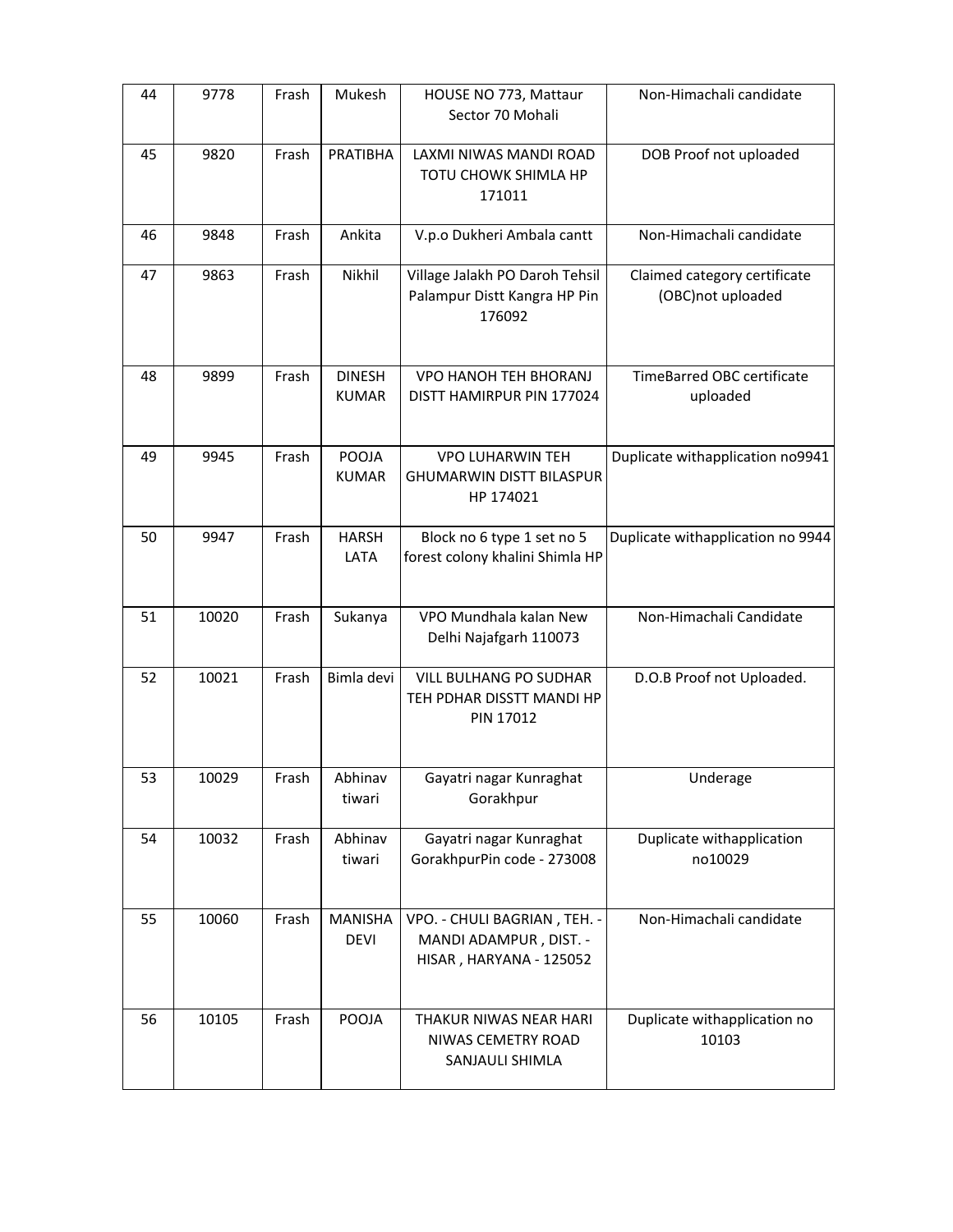| 44 | 9778 | Frash | Mukesh | HOUSE NO 773, Mattaur Sector 70 Mohali | Non-Himachali candidate |
|---|---|---|---|---|---|
| 45 | 9820 | Frash | PRATIBHA | LAXMI NIWAS MANDI ROAD TOTU CHOWK SHIMLA HP 171011 | DOB Proof not uploaded |
| 46 | 9848 | Frash | Ankita | V.p.o Dukheri Ambala cantt | Non-Himachali candidate |
| 47 | 9863 | Frash | Nikhil | Village Jalakh PO Daroh Tehsil Palampur Distt Kangra HP Pin 176092 | Claimed category certificate (OBC)not uploaded |
| 48 | 9899 | Frash | DINESH KUMAR | VPO HANOH TEH BHORANJ DISTT HAMIRPUR PIN 177024 | TimeBarred OBC certificate uploaded |
| 49 | 9945 | Frash | POOJA KUMAR | VPO LUHARWIN TEH GHUMARWIN DISTT BILASPUR HP 174021 | Duplicate withapplication no9941 |
| 50 | 9947 | Frash | HARSH LATA | Block no 6 type 1 set no 5 forest colony khalini Shimla HP | Duplicate withapplication no 9944 |
| 51 | 10020 | Frash | Sukanya | VPO Mundhala kalan New Delhi Najafgarh 110073 | Non-Himachali Candidate |
| 52 | 10021 | Frash | Bimla devi | VILL BULHANG PO SUDHAR TEH PDHAR DISSTT MANDI HP PIN 17012 | D.O.B Proof not Uploaded. |
| 53 | 10029 | Frash | Abhinav tiwari | Gayatri nagar Kunraghat Gorakhpur | Underage |
| 54 | 10032 | Frash | Abhinav tiwari | Gayatri nagar Kunraghat GorakhpurPin code - 273008 | Duplicate withapplication no10029 |
| 55 | 10060 | Frash | MANISHA DEVI | VPO. - CHULI BAGRIAN , TEH. - MANDI ADAMPUR , DIST. - HISAR , HARYANA - 125052 | Non-Himachali candidate |
| 56 | 10105 | Frash | POOJA | THAKUR NIWAS NEAR HARI NIWAS CEMETRY ROAD SANJAULI SHIMLA | Duplicate withapplication no 10103 |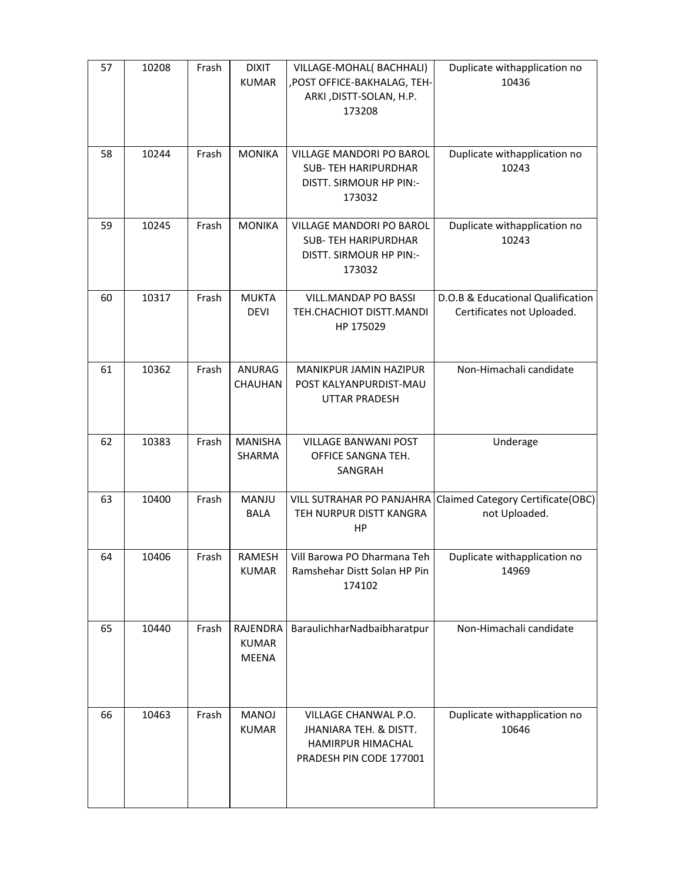| 57 | 10208 | Frash | DIXIT KUMAR | VILLAGE-MOHAL( BACHHALI) ,POST OFFICE-BAKHALAG, TEH-ARKI ,DISTT-SOLAN, H.P. 173208 | Duplicate withapplication no 10436 |
|---|---|---|---|---|---|
| 58 | 10244 | Frash | MONIKA | VILLAGE MANDORI PO BAROL SUB- TEH HARIPURDHAR DISTT. SIRMOUR HP PIN:- 173032 | Duplicate withapplication no 10243 |
| 59 | 10245 | Frash | MONIKA | VILLAGE MANDORI PO BAROL SUB- TEH HARIPURDHAR DISTT. SIRMOUR HP PIN:- 173032 | Duplicate withapplication no 10243 |
| 60 | 10317 | Frash | MUKTA DEVI | VILL.MANDAP PO BASSI TEH.CHACHIOT DISTT.MANDI HP 175029 | D.O.B & Educational Qualification Certificates not Uploaded. |
| 61 | 10362 | Frash | ANURAG CHAUHAN | MANIKPUR JAMIN HAZIPUR POST KALYANPURDIST-MAU UTTAR PRADESH | Non-Himachali candidate |
| 62 | 10383 | Frash | MANISHA SHARMA | VILLAGE BANWANI POST OFFICE SANGNA TEH. SANGRAH | Underage |
| 63 | 10400 | Frash | MANJU BALA | VILL SUTRAHAR PO PANJAHRA TEH NURPUR DISTT KANGRA HP | Claimed Category Certificate(OBC) not Uploaded. |
| 64 | 10406 | Frash | RAMESH KUMAR | Vill Barowa PO Dharmana Teh Ramshehar Distt Solan HP Pin 174102 | Duplicate withapplication no 14969 |
| 65 | 10440 | Frash | RAJENDRA KUMAR MEENA | BaraulichharNadbaibharatpur | Non-Himachali candidate |
| 66 | 10463 | Frash | MANOJ KUMAR | VILLAGE CHANWAL P.O. JHANIARA TEH. & DISTT. HAMIRPUR HIMACHAL PRADESH PIN CODE 177001 | Duplicate withapplication no 10646 |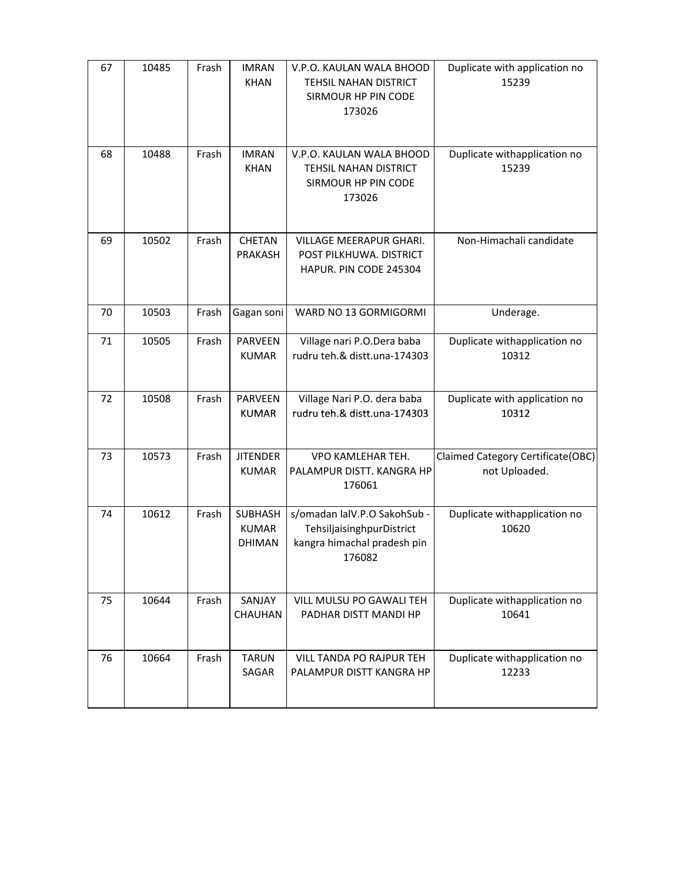| 67 | 10485 | Frash | IMRAN KHAN | V.P.O. KAULAN WALA BHOOD TEHSIL NAHAN DISTRICT SIRMOUR HP PIN CODE 173026 | Duplicate with application no 15239 |
|---|---|---|---|---|---|
| 68 | 10488 | Frash | IMRAN KHAN | V.P.O. KAULAN WALA BHOOD TEHSIL NAHAN DISTRICT SIRMOUR HP PIN CODE 173026 | Duplicate withapplication no 15239 |
| 69 | 10502 | Frash | CHETAN PRAKASH | VILLAGE MEERAPUR GHARI. POST PILKHUWA. DISTRICT HAPUR. PIN CODE 245304 | Non-Himachali candidate |
| 70 | 10503 | Frash | Gagan soni | WARD NO 13 GORMIGORMI | Underage. |
| 71 | 10505 | Frash | PARVEEN KUMAR | Village nari P.O.Dera baba rudru teh.& distt.una-174303 | Duplicate withapplication no 10312 |
| 72 | 10508 | Frash | PARVEEN KUMAR | Village Nari P.O. dera baba rudru teh.& distt.una-174303 | Duplicate with application no 10312 |
| 73 | 10573 | Frash | JITENDER KUMAR | VPO KAMLEHAR TEH. PALAMPUR DISTT. KANGRA HP 176061 | Claimed Category Certificate(OBC) not Uploaded. |
| 74 | 10612 | Frash | SUBHASH KUMAR DHIMAN | s/omadan lalV.P.O SakohSub - TehsiljaisinghpurDistrict kangra himachal pradesh pin 176082 | Duplicate withapplication no 10620 |
| 75 | 10644 | Frash | SANJAY CHAUHAN | VILL MULSU PO GAWALI TEH PADHAR DISTT MANDI HP | Duplicate withapplication no 10641 |
| 76 | 10664 | Frash | TARUN SAGAR | VILL TANDA PO RAJPUR TEH PALAMPUR DISTT KANGRA HP | Duplicate withapplication no 12233 |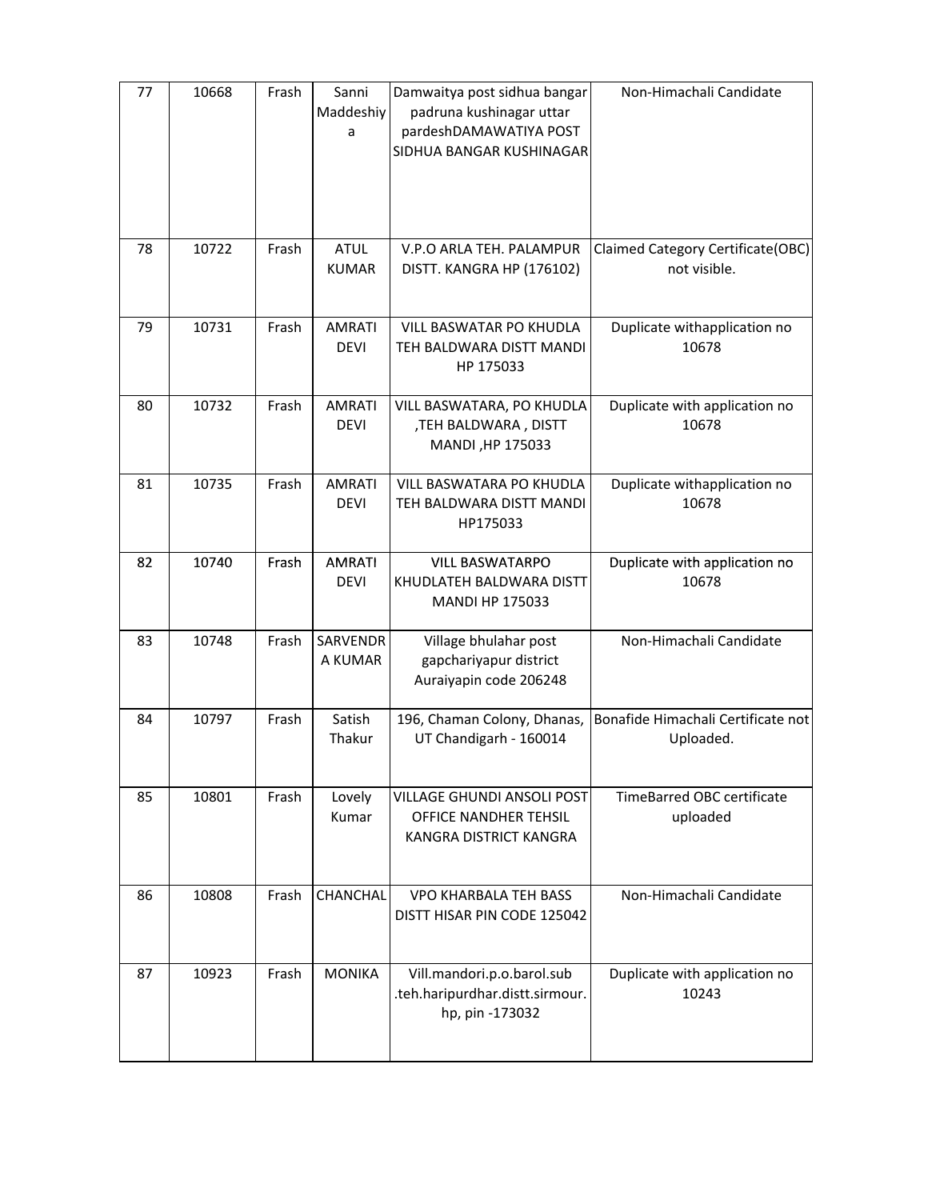| 77 | 10668 | Frash | Sanni Maddeshiya | Damwaitya post sidhua bangar padruna kushinagar uttar pardeshDAMAWATIYA POST SIDHUA BANGAR KUSHINAGAR | Non-Himachali Candidate |
|---|---|---|---|---|---|
| 78 | 10722 | Frash | ATUL KUMAR | V.P.O ARLA TEH. PALAMPUR DISTT. KANGRA HP (176102) | Claimed Category Certificate(OBC) not visible. |
| 79 | 10731 | Frash | AMRATI DEVI | VILL BASWATAR PO KHUDLA TEH BALDWARA DISTT MANDI HP 175033 | Duplicate withapplication no 10678 |
| 80 | 10732 | Frash | AMRATI DEVI | VILL BASWATARA, PO KHUDLA ,TEH BALDWARA , DISTT MANDI ,HP 175033 | Duplicate with application no 10678 |
| 81 | 10735 | Frash | AMRATI DEVI | VILL BASWATARA PO KHUDLA TEH BALDWARA DISTT MANDI HP175033 | Duplicate withapplication no 10678 |
| 82 | 10740 | Frash | AMRATI DEVI | VILL BASWATARPO KHUDLATEH BALDWARA DISTT MANDI HP 175033 | Duplicate with application no 10678 |
| 83 | 10748 | Frash | SARVENDRA KUMAR | Village bhulahar post gapchariyapur district Auraiyapin code 206248 | Non-Himachali Candidate |
| 84 | 10797 | Frash | Satish Thakur | 196, Chaman Colony, Dhanas, UT Chandigarh - 160014 | Bonafide Himachali Certificate not Uploaded. |
| 85 | 10801 | Frash | Lovely Kumar | VILLAGE GHUNDI ANSOLI POST OFFICE NANDHER TEHSIL KANGRA DISTRICT KANGRA | TimeBarred OBC certificate uploaded |
| 86 | 10808 | Frash | CHANCHAL | VPO KHARBALA TEH BASS DISTT HISAR PIN CODE 125042 | Non-Himachali Candidate |
| 87 | 10923 | Frash | MONIKA | Vill.mandori.p.o.barol.sub .teh.haripurdhar.distt.sirmour. hp, pin -173032 | Duplicate with application no 10243 |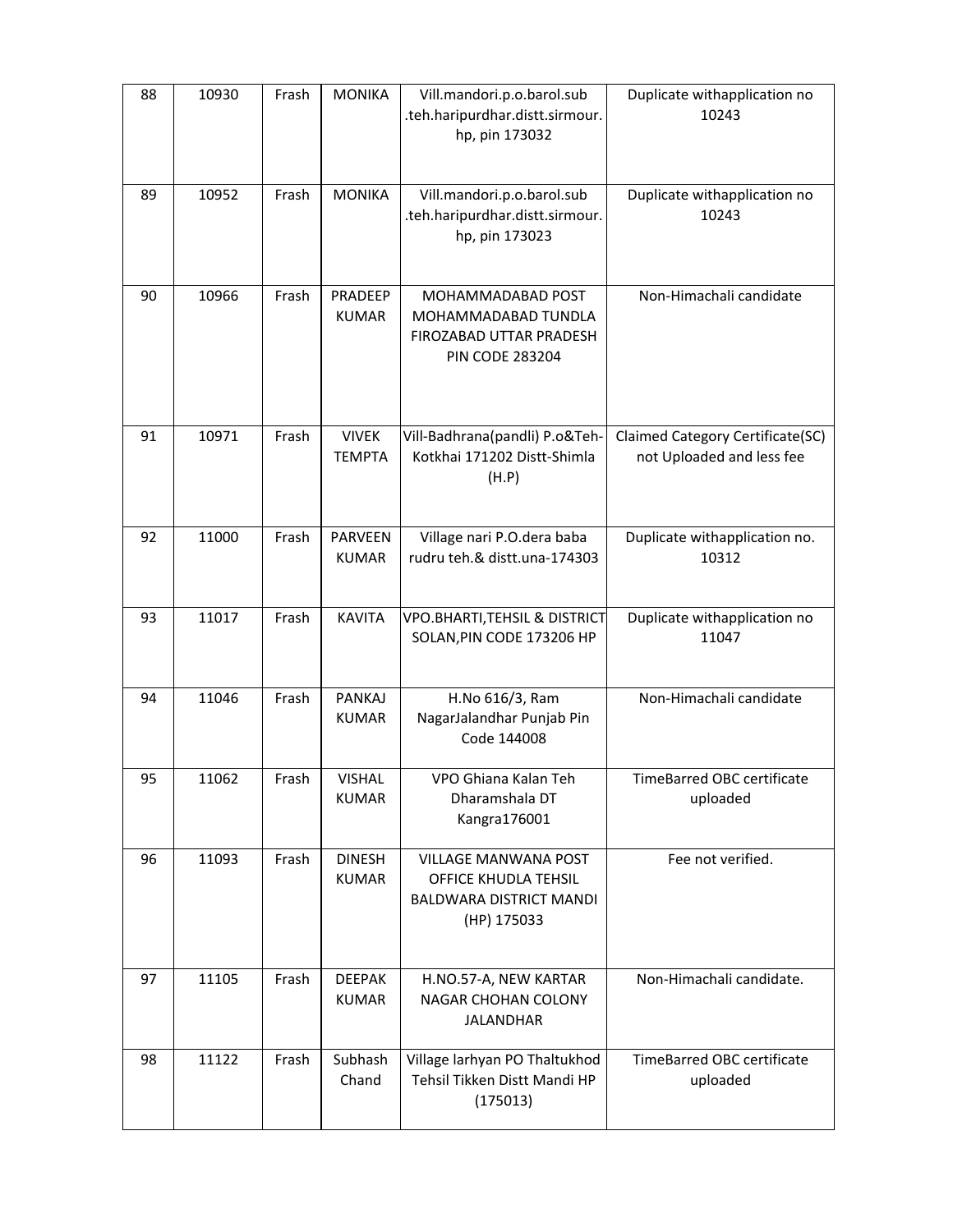| 88 | 10930 | Frash | MONIKA | Vill.mandori.p.o.barol.sub .teh.haripurdhar.distt.sirmour. hp, pin 173032 | Duplicate withapplication no 10243 |
|---|---|---|---|---|---|
| 89 | 10952 | Frash | MONIKA | Vill.mandori.p.o.barol.sub .teh.haripurdhar.distt.sirmour. hp, pin 173023 | Duplicate withapplication no 10243 |
| 90 | 10966 | Frash | PRADEEP KUMAR | MOHAMMADABAD POST MOHAMMADABAD TUNDLA FIROZABAD UTTAR PRADESH PIN CODE 283204 | Non-Himachali candidate |
| 91 | 10971 | Frash | VIVEK TEMPTA | Vill-Badhrana(pandli) P.o&Teh-Kotkhai 171202 Distt-Shimla (H.P) | Claimed Category Certificate(SC) not Uploaded and less fee |
| 92 | 11000 | Frash | PARVEEN KUMAR | Village nari P.O.dera baba rudru teh.& distt.una-174303 | Duplicate withapplication no. 10312 |
| 93 | 11017 | Frash | KAVITA | VPO.BHARTI,TEHSIL & DISTRICT SOLAN,PIN CODE 173206 HP | Duplicate withapplication no 11047 |
| 94 | 11046 | Frash | PANKAJ KUMAR | H.No 616/3, Ram NagarJalandhar Punjab Pin Code 144008 | Non-Himachali candidate |
| 95 | 11062 | Frash | VISHAL KUMAR | VPO Ghiana Kalan Teh Dharamshala DT Kangra176001 | TimeBarred OBC certificate uploaded |
| 96 | 11093 | Frash | DINESH KUMAR | VILLAGE MANWANA POST OFFICE KHUDLA TEHSIL BALDWARA DISTRICT MANDI (HP) 175033 | Fee not verified. |
| 97 | 11105 | Frash | DEEPAK KUMAR | H.NO.57-A, NEW KARTAR NAGAR CHOHAN COLONY JALANDHAR | Non-Himachali candidate. |
| 98 | 11122 | Frash | Subhash Chand | Village larhyan PO Thaltukhod Tehsil Tikken Distt Mandi HP (175013) | TimeBarred OBC certificate uploaded |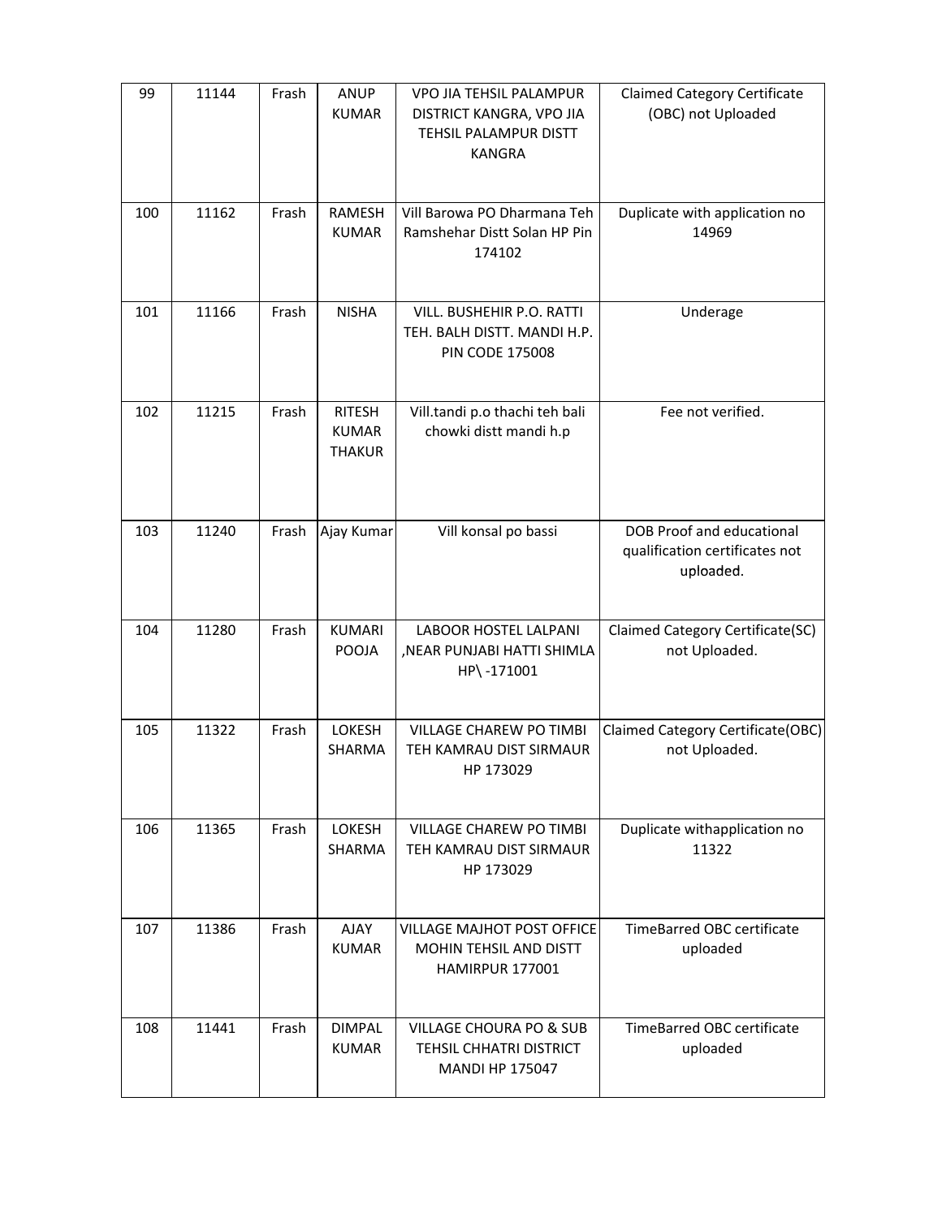| 99 | 11144 | Frash | ANUP KUMAR | VPO JIA TEHSIL PALAMPUR DISTRICT KANGRA, VPO JIA TEHSIL PALAMPUR DISTT KANGRA | Claimed Category Certificate (OBC) not Uploaded |
|---|---|---|---|---|---|
| 100 | 11162 | Frash | RAMESH KUMAR | Vill Barowa PO Dharmana Teh Ramshehar Distt Solan HP Pin 174102 | Duplicate with application no 14969 |
| 101 | 11166 | Frash | NISHA | VILL. BUSHEHIR P.O. RATTI TEH. BALH DISTT. MANDI H.P. PIN CODE 175008 | Underage |
| 102 | 11215 | Frash | RITESH KUMAR THAKUR | Vill.tandi p.o thachi teh bali chowki distt mandi h.p | Fee not verified. |
| 103 | 11240 | Frash | Ajay Kumar | Vill konsal po bassi | DOB Proof and educational qualification certificates not uploaded. |
| 104 | 11280 | Frash | KUMARI POOJA | LABOOR HOSTEL LALPANI ,NEAR PUNJABI HATTI SHIMLA HP\ -171001 | Claimed Category Certificate(SC) not Uploaded. |
| 105 | 11322 | Frash | LOKESH SHARMA | VILLAGE CHAREW PO TIMBI TEH KAMRAU DIST SIRMAUR HP 173029 | Claimed Category Certificate(OBC) not Uploaded. |
| 106 | 11365 | Frash | LOKESH SHARMA | VILLAGE CHAREW PO TIMBI TEH KAMRAU DIST SIRMAUR HP 173029 | Duplicate withapplication no 11322 |
| 107 | 11386 | Frash | AJAY KUMAR | VILLAGE MAJHOT POST OFFICE MOHIN TEHSIL AND DISTT HAMIRPUR 177001 | TimeBarred OBC certificate uploaded |
| 108 | 11441 | Frash | DIMPAL KUMAR | VILLAGE CHOURA PO & SUB TEHSIL CHHATRI DISTRICT MANDI HP 175047 | TimeBarred OBC certificate uploaded |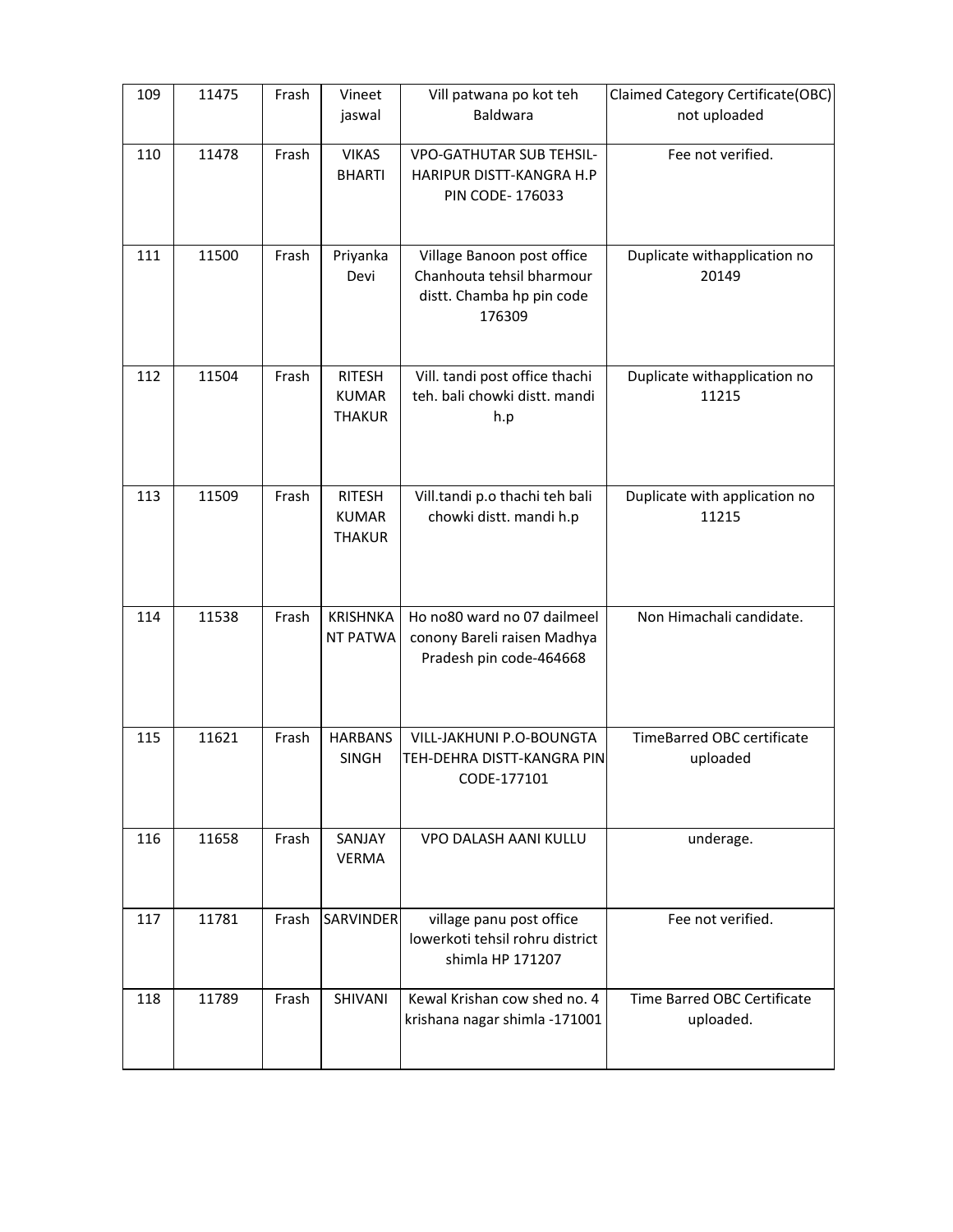| 109 | 11475 | Frash | Vineet jaswal | Vill patwana po kot teh Baldwara | Claimed Category Certificate(OBC) not uploaded |
|---|---|---|---|---|---|
| 110 | 11478 | Frash | VIKAS BHARTI | VPO-GATHUTAR SUB TEHSIL-HARIPUR DISTT-KANGRA H.P PIN CODE- 176033 | Fee not verified. |
| 111 | 11500 | Frash | Priyanka Devi | Village Banoon post office Chanhouta tehsil bharmour distt. Chamba hp pin code 176309 | Duplicate withapplication no 20149 |
| 112 | 11504 | Frash | RITESH KUMAR THAKUR | Vill. tandi post office thachi teh. bali chowki distt. mandi h.p | Duplicate withapplication no 11215 |
| 113 | 11509 | Frash | RITESH KUMAR THAKUR | Vill.tandi p.o thachi teh bali chowki distt. mandi h.p | Duplicate with application no 11215 |
| 114 | 11538 | Frash | KRISHNKANT PATWA | Ho no80 ward no 07 dailmeel conony Bareli raisen Madhya Pradesh pin code-464668 | Non Himachali candidate. |
| 115 | 11621 | Frash | HARBANS SINGH | VILL-JAKHUNI P.O-BOUNGTA TEH-DEHRA DISTT-KANGRA PIN CODE-177101 | TimeBarred OBC certificate uploaded |
| 116 | 11658 | Frash | SANJAY VERMA | VPO DALASH AANI KULLU | underage. |
| 117 | 11781 | Frash | SARVINDER | village panu post office lowerkoti tehsil rohru district shimla HP 171207 | Fee not verified. |
| 118 | 11789 | Frash | SHIVANI | Kewal Krishan cow shed no. 4 krishana nagar shimla -171001 | Time Barred OBC Certificate uploaded. |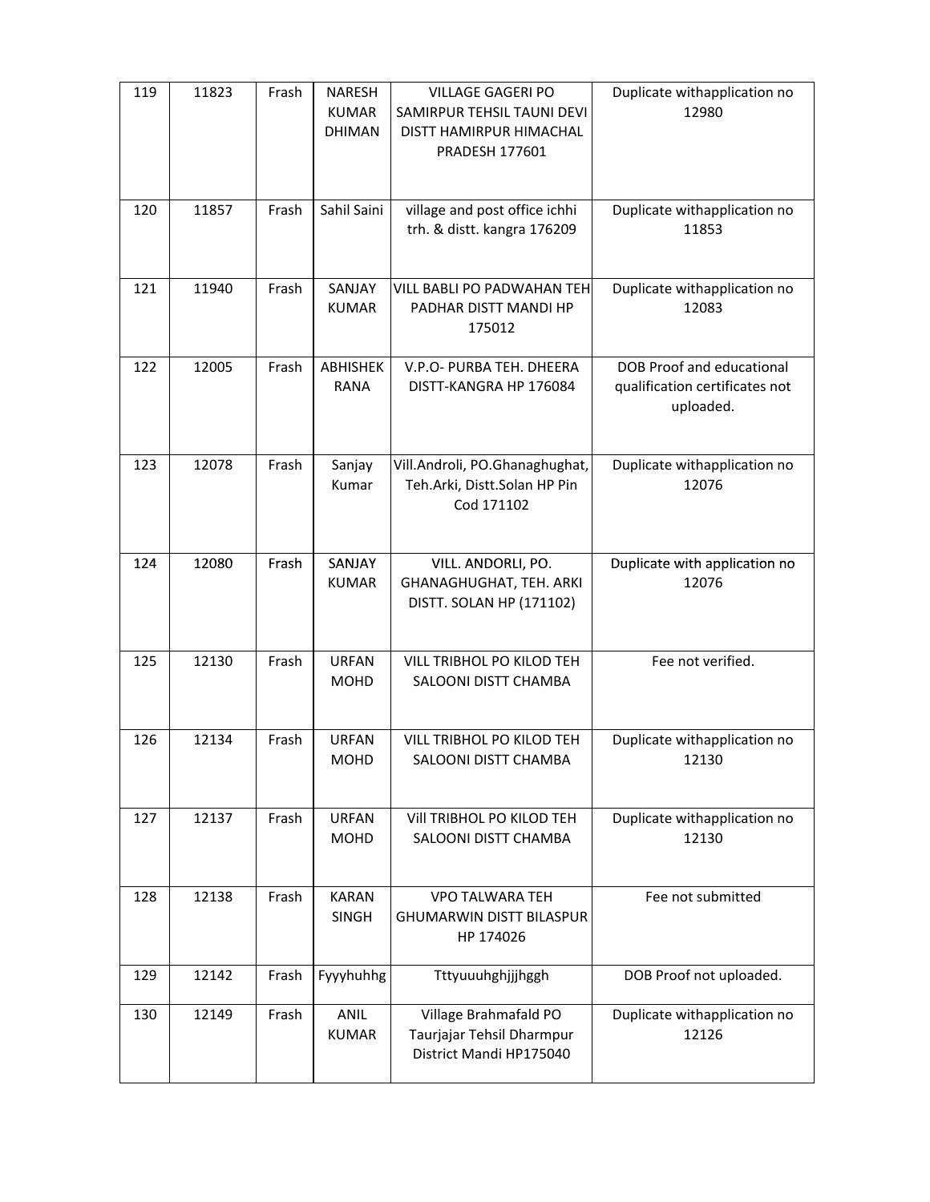| 119 | 11823 | Frash | NARESH KUMAR DHIMAN | VILLAGE GAGERI PO SAMIRPUR TEHSIL TAUNI DEVI DISTT HAMIRPUR HIMACHAL PRADESH 177601 | Duplicate withapplication no 12980 |
|---|---|---|---|---|---|
| 120 | 11857 | Frash | Sahil Saini | village and post office ichhi trh. & distt. kangra 176209 | Duplicate withapplication no 11853 |
| 121 | 11940 | Frash | SANJAY KUMAR | VILL BABLI PO PADWAHAN TEH PADHAR DISTT MANDI HP 175012 | Duplicate withapplication no 12083 |
| 122 | 12005 | Frash | ABHISHEK RANA | V.P.O- PURBA TEH. DHEERA DISTT-KANGRA HP 176084 | DOB Proof and educational qualification certificates not uploaded. |
| 123 | 12078 | Frash | Sanjay Kumar | Vill.Androli, PO.Ghanaghughat, Teh.Arki, Distt.Solan HP Pin Cod 171102 | Duplicate withapplication no 12076 |
| 124 | 12080 | Frash | SANJAY KUMAR | VILL. ANDORLI, PO. GHANAGHUGHAT, TEH. ARKI DISTT. SOLAN HP (171102) | Duplicate with application no 12076 |
| 125 | 12130 | Frash | URFAN MOHD | VILL TRIBHOL PO KILOD TEH SALOONI DISTT CHAMBA | Fee not verified. |
| 126 | 12134 | Frash | URFAN MOHD | VILL TRIBHOL PO KILOD TEH SALOONI DISTT CHAMBA | Duplicate withapplication no 12130 |
| 127 | 12137 | Frash | URFAN MOHD | Vill TRIBHOL PO KILOD TEH SALOONI DISTT CHAMBA | Duplicate withapplication no 12130 |
| 128 | 12138 | Frash | KARAN SINGH | VPO TALWARA TEH GHUMARWIN DISTT BILASPUR HP 174026 | Fee not submitted |
| 129 | 12142 | Frash | Fyyyhuhhg | Tttyuuuhghjjjhggh | DOB Proof not uploaded. |
| 130 | 12149 | Frash | ANIL KUMAR | Village Brahmafald PO Taurjajar Tehsil Dharmpur District Mandi HP175040 | Duplicate withapplication no 12126 |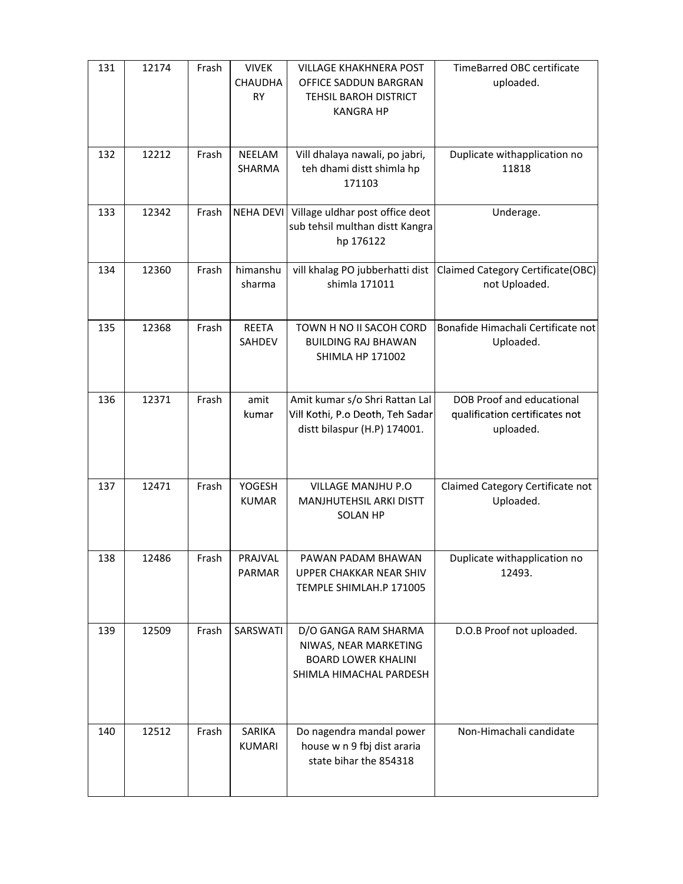| 131 | 12174 | Frash | VIVEK CHAUDHARY | VILLAGE KHAKHNERA POST OFFICE SADDUN BARGRAN TEHSIL BAROH DISTRICT KANGRA HP | TimeBarred OBC certificate uploaded. |
|---|---|---|---|---|---|
| 132 | 12212 | Frash | NEELAM SHARMA | Vill dhalaya nawali, po jabri, teh dhami distt shimla hp 171103 | Duplicate withapplication no 11818 |
| 133 | 12342 | Frash | NEHA DEVI | Village uldhar post office deot sub tehsil multhan distt Kangra hp 176122 | Underage. |
| 134 | 12360 | Frash | himanshu sharma | vill khalag PO jubberhatti dist shimla 171011 | Claimed Category Certificate(OBC) not Uploaded. |
| 135 | 12368 | Frash | REETA SAHDEV | TOWN H NO II SACOH CORD BUILDING RAJ BHAWAN SHIMLA HP 171002 | Bonafide Himachali Certificate not Uploaded. |
| 136 | 12371 | Frash | amit kumar | Amit kumar s/o Shri Rattan Lal Vill Kothi, P.o Deoth, Teh Sadar distt bilaspur (H.P) 174001. | DOB Proof and educational qualification certificates not uploaded. |
| 137 | 12471 | Frash | YOGESH KUMAR | VILLAGE MANJHU P.O MANJHUTEHSIL ARKI DISTT SOLAN HP | Claimed Category Certificate not Uploaded. |
| 138 | 12486 | Frash | PRAJVAL PARMAR | PAWAN PADAM BHAWAN UPPER CHAKKAR NEAR SHIV TEMPLE SHIMLAH.P 171005 | Duplicate withapplication no 12493. |
| 139 | 12509 | Frash | SARSWATI | D/O GANGA RAM SHARMA NIWAS, NEAR MARKETING BOARD LOWER KHALINI SHIMLA HIMACHAL PARDESH | D.O.B Proof not uploaded. |
| 140 | 12512 | Frash | SARIKA KUMARI | Do nagendra mandal power house w n 9 fbj dist araria state bihar the 854318 | Non-Himachali candidate |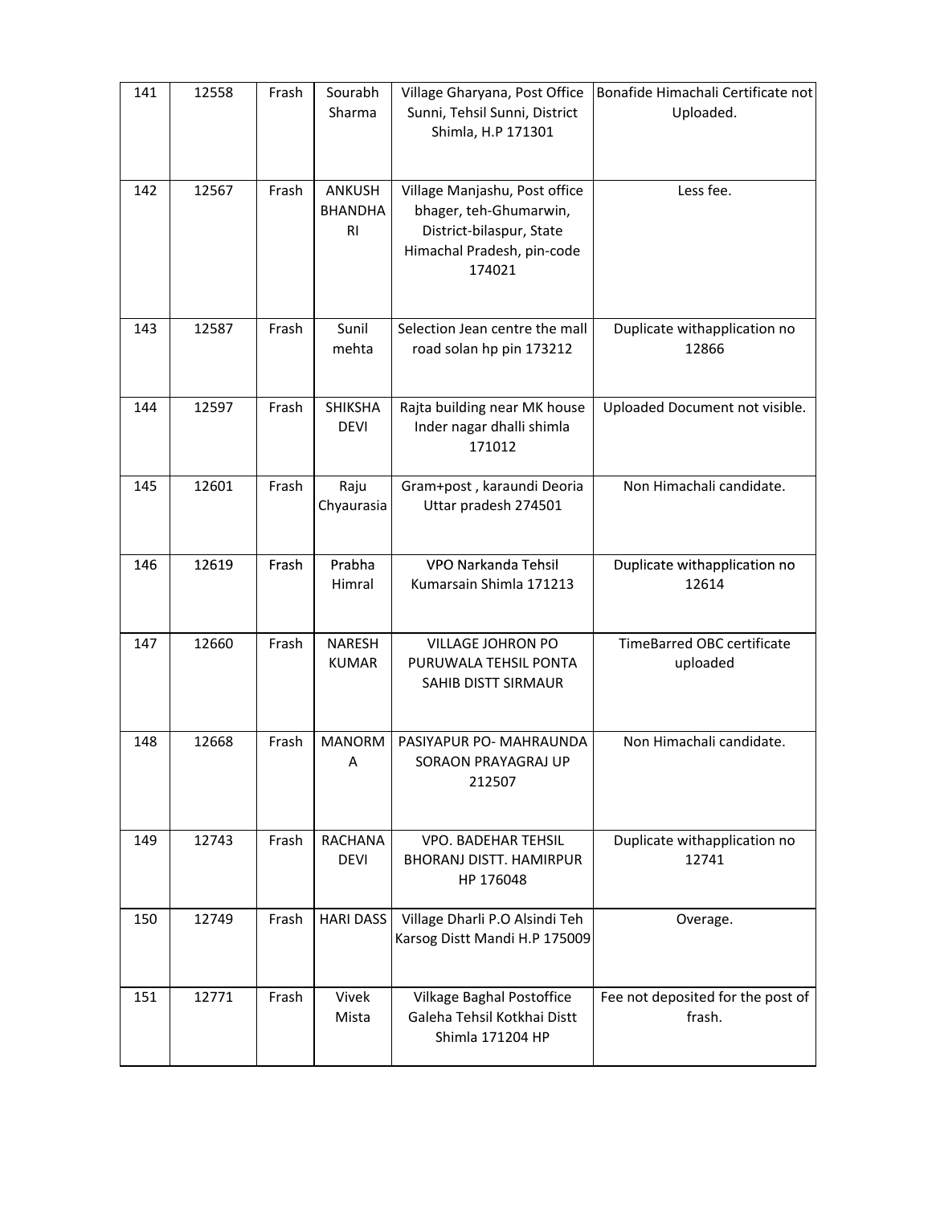| 141 | 12558 | Frash | Sourabh Sharma | Village Gharyana, Post Office Sunni, Tehsil Sunni, District Shimla, H.P 171301 | Bonafide Himachali Certificate not Uploaded. |
|---|---|---|---|---|---|
| 142 | 12567 | Frash | ANKUSH BHANDHARI | Village Manjashu, Post office bhager, teh-Ghumarwin, District-bilaspur, State Himachal Pradesh, pin-code 174021 | Less fee. |
| 143 | 12587 | Frash | Sunil mehta | Selection Jean centre the mall road solan hp pin 173212 | Duplicate withapplication no 12866 |
| 144 | 12597 | Frash | SHIKSHA DEVI | Rajta building near MK house Inder nagar dhalli shimla 171012 | Uploaded Document not visible. |
| 145 | 12601 | Frash | Raju Chyaurasia | Gram+post , karaundi Deoria Uttar pradesh 274501 | Non Himachali candidate. |
| 146 | 12619 | Frash | Prabha Himral | VPO Narkanda Tehsil Kumarsain Shimla 171213 | Duplicate withapplication no 12614 |
| 147 | 12660 | Frash | NARESH KUMAR | VILLAGE JOHRON PO PURUWALA TEHSIL PONTA SAHIB DISTT SIRMAUR | TimeBarred OBC certificate uploaded |
| 148 | 12668 | Frash | MANORMA | PASIYAPUR PO- MAHRAUNDA SORAON PRAYAGRAJ UP 212507 | Non Himachali candidate. |
| 149 | 12743 | Frash | RACHANA DEVI | VPO. BADEHAR TEHSIL BHORANJ DISTT. HAMIRPUR HP 176048 | Duplicate withapplication no 12741 |
| 150 | 12749 | Frash | HARI DASS | Village Dharli P.O Alsindi Teh Karsog Distt Mandi H.P 175009 | Overage. |
| 151 | 12771 | Frash | Vivek Mista | Vilkage Baghal Postoffice Galeha Tehsil Kotkhai Distt Shimla 171204 HP | Fee not deposited for the post of frash. |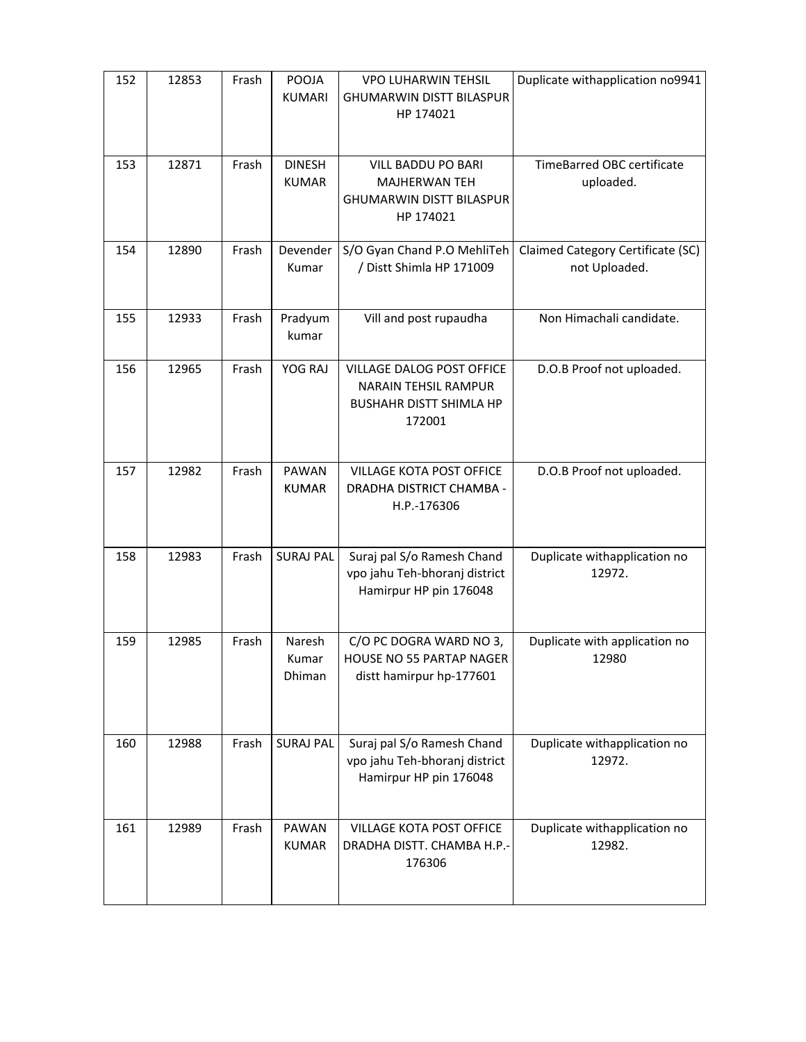| 152 | 12853 | Frash | POOJA KUMARI | VPO LUHARWIN TEHSIL GHUMARWIN DISTT BILASPUR HP 174021 | Duplicate withapplication no9941 |
|---|---|---|---|---|---|
| 153 | 12871 | Frash | DINESH KUMAR | VILL BADDU PO BARI MAJHERWAN TEH GHUMARWIN DISTT BILASPUR HP 174021 | TimeBarred OBC certificate uploaded. |
| 154 | 12890 | Frash | Devender Kumar | S/O Gyan Chand P.O MehliTeh / Distt Shimla HP 171009 | Claimed Category Certificate (SC) not Uploaded. |
| 155 | 12933 | Frash | Pradyum kumar | Vill and post rupaudha | Non Himachali candidate. |
| 156 | 12965 | Frash | YOG RAJ | VILLAGE DALOG POST OFFICE NARAIN TEHSIL RAMPUR BUSHAHR DISTT SHIMLA HP 172001 | D.O.B Proof not uploaded. |
| 157 | 12982 | Frash | PAWAN KUMAR | VILLAGE KOTA POST OFFICE DRADHA DISTRICT CHAMBA - H.P.-176306 | D.O.B Proof not uploaded. |
| 158 | 12983 | Frash | SURAJ PAL | Suraj pal S/o Ramesh Chand vpo jahu Teh-bhoranj district Hamirpur HP pin 176048 | Duplicate withapplication no 12972. |
| 159 | 12985 | Frash | Naresh Kumar Dhiman | C/O PC DOGRA WARD NO 3, HOUSE NO 55 PARTAP NAGER distt hamirpur hp-177601 | Duplicate with application no 12980 |
| 160 | 12988 | Frash | SURAJ PAL | Suraj pal S/o Ramesh Chand vpo jahu Teh-bhoranj district Hamirpur HP pin 176048 | Duplicate withapplication no 12972. |
| 161 | 12989 | Frash | PAWAN KUMAR | VILLAGE KOTA POST OFFICE DRADHA DISTT. CHAMBA H.P.-176306 | Duplicate withapplication no 12982. |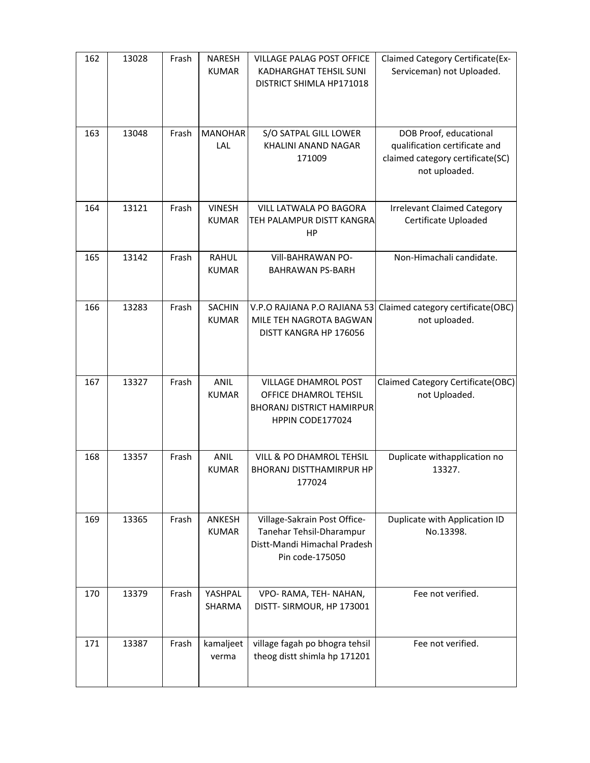| 162 | 13028 | Frash | NARESH KUMAR | VILLAGE PALAG POST OFFICE KADHARGHAT TEHSIL SUNI DISTRICT SHIMLA HP171018 | Claimed Category Certificate(Ex-Serviceman) not Uploaded. |
|---|---|---|---|---|---|
| 163 | 13048 | Frash | MANOHAR LAL | S/O SATPAL GILL LOWER KHALINI ANAND NAGAR 171009 | DOB Proof, educational qualification certificate and claimed category certificate(SC) not uploaded. |
| 164 | 13121 | Frash | VINESH KUMAR | VILL LATWALA PO BAGORA TEH PALAMPUR DISTT KANGRA HP | Irrelevant Claimed Category Certificate Uploaded |
| 165 | 13142 | Frash | RAHUL KUMAR | Vill-BAHRAWAN PO-BAHRAWAN PS-BARH | Non-Himachali candidate. |
| 166 | 13283 | Frash | SACHIN KUMAR | V.P.O RAJIANA P.O RAJIANA 53 MILE TEH NAGROTA BAGWAN DISTT KANGRA HP 176056 | Claimed category certificate(OBC) not uploaded. |
| 167 | 13327 | Frash | ANIL KUMAR | VILLAGE DHAMROL POST OFFICE DHAMROL TEHSIL BHORANJ DISTRICT HAMIRPUR HPPIN CODE177024 | Claimed Category Certificate(OBC) not Uploaded. |
| 168 | 13357 | Frash | ANIL KUMAR | VILL & PO DHAMROL TEHSIL BHORANJ DISTTHAMIRPUR HP 177024 | Duplicate withapplication no 13327. |
| 169 | 13365 | Frash | ANKESH KUMAR | Village-Sakrain Post Office-Tanehar Tehsil-Dharampur Distt-Mandi Himachal Pradesh Pin code-175050 | Duplicate with Application ID No.13398. |
| 170 | 13379 | Frash | YASHPAL SHARMA | VPO- RAMA, TEH- NAHAN, DISTT- SIRMOUR, HP 173001 | Fee not verified. |
| 171 | 13387 | Frash | kamaljeet verma | village fagah po bhogra tehsil theog distt shimla hp 171201 | Fee not verified. |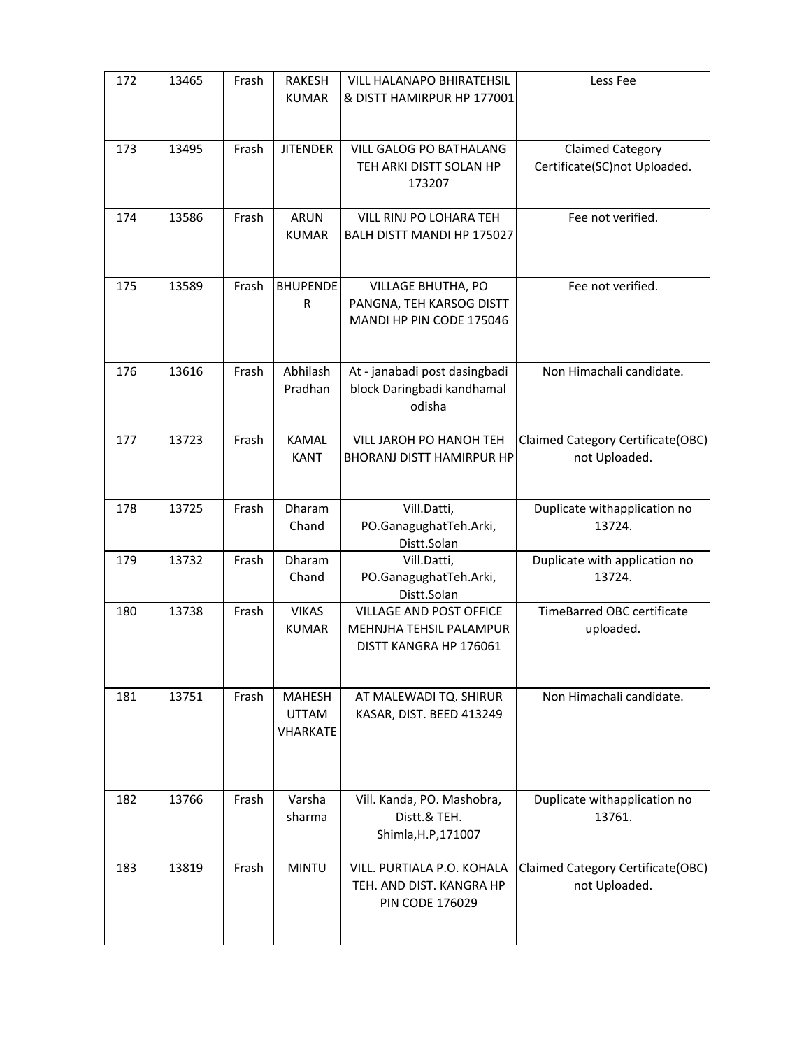| 172 | 13465 | Frash | RAKESH KUMAR | VILL HALANAPO BHIRATEHSIL & DISTT HAMIRPUR HP 177001 | Less Fee |
|---|---|---|---|---|---|
| 173 | 13495 | Frash | JITENDER | VILL GALOG PO BATHALANG TEH ARKI DISTT SOLAN HP 173207 | Claimed Category Certificate(SC)not Uploaded. |
| 174 | 13586 | Frash | ARUN KUMAR | VILL RINJ PO LOHARA TEH BALH DISTT MANDI HP 175027 | Fee not verified. |
| 175 | 13589 | Frash | BHUPENDE R | VILLAGE BHUTHA, PO PANGNA, TEH KARSOG DISTT MANDI HP PIN CODE 175046 | Fee not verified. |
| 176 | 13616 | Frash | Abhilash Pradhan | At - janabadi post dasingbadi block Daringbadi kandhamal odisha | Non Himachali candidate. |
| 177 | 13723 | Frash | KAMAL KANT | VILL JAROH PO HANOH TEH BHORANJ DISTT HAMIRPUR HP | Claimed Category Certificate(OBC) not Uploaded. |
| 178 | 13725 | Frash | Dharam Chand | Vill.Datti, PO.GanagughatTeh.Arki, Distt.Solan | Duplicate withapplication no 13724. |
| 179 | 13732 | Frash | Dharam Chand | Vill.Datti, PO.GanagughatTeh.Arki, Distt.Solan | Duplicate with application no 13724. |
| 180 | 13738 | Frash | VIKAS KUMAR | VILLAGE AND POST OFFICE MEHNJHA TEHSIL PALAMPUR DISTT KANGRA HP 176061 | TimeBarred OBC certificate uploaded. |
| 181 | 13751 | Frash | MAHESH UTTAM VHARKATE | AT MALEWADI TQ. SHIRUR KASAR, DIST. BEED 413249 | Non Himachali candidate. |
| 182 | 13766 | Frash | Varsha sharma | Vill. Kanda, PO. Mashobra, Distt.& TEH. Shimla,H.P,171007 | Duplicate withapplication no 13761. |
| 183 | 13819 | Frash | MINTU | VILL. PURTIALA P.O. KOHALA TEH. AND DIST. KANGRA HP PIN CODE 176029 | Claimed Category Certificate(OBC) not Uploaded. |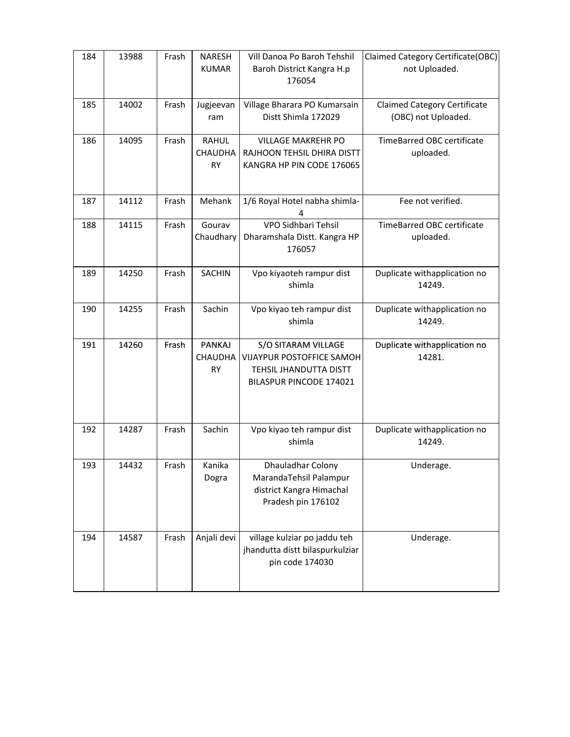| 184 | 13988 | Frash | NARESH KUMAR | Vill Danoa Po Baroh Tehshil Baroh District Kangra H.p 176054 | Claimed Category Certificate(OBC) not Uploaded. |
|---|---|---|---|---|---|
| 185 | 14002 | Frash | Jugjeevan ram | Village Bharara PO Kumarsain Distt Shimla 172029 | Claimed Category Certificate (OBC) not Uploaded. |
| 186 | 14095 | Frash | RAHUL CHAUDHARY | VILLAGE MAKREHR PO RAJHOON TEHSIL DHIRA DISTT KANGRA HP PIN CODE 176065 | TimeBarred OBC certificate uploaded. |
| 187 | 14112 | Frash | Mehank | 1/6 Royal Hotel nabha shimla-4 | Fee not verified. |
| 188 | 14115 | Frash | Gourav Chaudhary | VPO Sidhbari Tehsil Dharamshala Distt. Kangra HP 176057 | TimeBarred OBC certificate uploaded. |
| 189 | 14250 | Frash | SACHIN | Vpo kiyaoteh rampur dist shimla | Duplicate withapplication no 14249. |
| 190 | 14255 | Frash | Sachin | Vpo kiyao teh rampur dist shimla | Duplicate withapplication no 14249. |
| 191 | 14260 | Frash | PANKAJ CHAUDHARY | S/O SITARAM VILLAGE VIJAYPUR POSTOFFICE SAMOH TEHSIL JHANDUTTA DISTT BILASPUR PINCODE 174021 | Duplicate withapplication no 14281. |
| 192 | 14287 | Frash | Sachin | Vpo kiyao teh rampur dist shimla | Duplicate withapplication no 14249. |
| 193 | 14432 | Frash | Kanika Dogra | Dhauladhar Colony MarandaTehsil Palampur district Kangra Himachal Pradesh pin 176102 | Underage. |
| 194 | 14587 | Frash | Anjali devi | village kulziar po jaddu teh jhandutta distt bilaspurkulziar pin code 174030 | Underage. |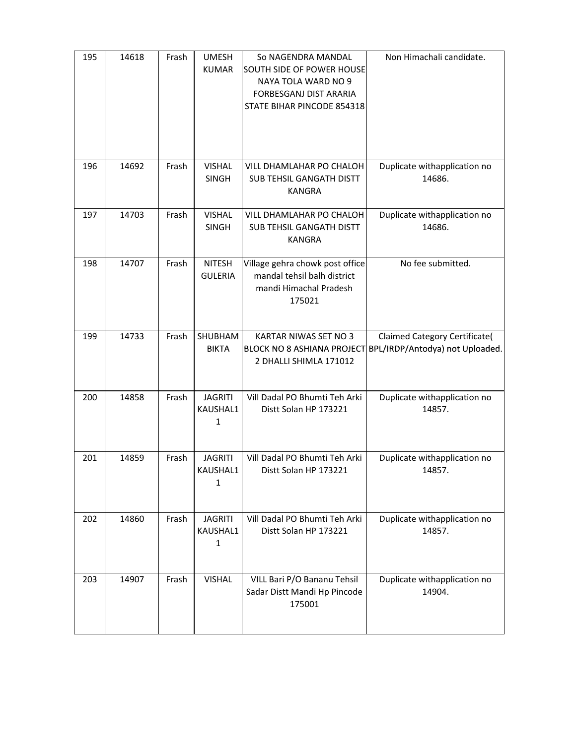| 195 | 14618 | Frash | UMESH KUMAR | So NAGENDRA MANDAL SOUTH SIDE OF POWER HOUSE NAYA TOLA WARD NO 9 FORBESGANJ DIST ARARIA STATE BIHAR PINCODE 854318 | Non Himachali candidate. |
|---|---|---|---|---|---|
| 196 | 14692 | Frash | VISHAL SINGH | VILL DHAMLAHAR PO CHALOH SUB TEHSIL GANGATH DISTT KANGRA | Duplicate withapplication no 14686. |
| 197 | 14703 | Frash | VISHAL SINGH | VILL DHAMLAHAR PO CHALOH SUB TEHSIL GANGATH DISTT KANGRA | Duplicate withapplication no 14686. |
| 198 | 14707 | Frash | NITESH GULERIA | Village gehra chowk post office mandal tehsil balh district mandi Himachal Pradesh 175021 | No fee submitted. |
| 199 | 14733 | Frash | SHUBHAM BIKTA | KARTAR NIWAS SET NO 3 BLOCK NO 8 ASHIANA PROJECT 2 DHALLI SHIMLA 171012 | Claimed Category Certificate( BPL/IRDP/Antodya) not Uploaded. |
| 200 | 14858 | Frash | JAGRITI KAUSHAL11 | Vill Dadal PO Bhumti Teh Arki Distt Solan HP 173221 | Duplicate withapplication no 14857. |
| 201 | 14859 | Frash | JAGRITI KAUSHAL11 | Vill Dadal PO Bhumti Teh Arki Distt Solan HP 173221 | Duplicate withapplication no 14857. |
| 202 | 14860 | Frash | JAGRITI KAUSHAL11 | Vill Dadal PO Bhumti Teh Arki Distt Solan HP 173221 | Duplicate withapplication no 14857. |
| 203 | 14907 | Frash | VISHAL | VILL Bari P/O Bananu Tehsil Sadar Distt Mandi Hp Pincode 175001 | Duplicate withapplication no 14904. |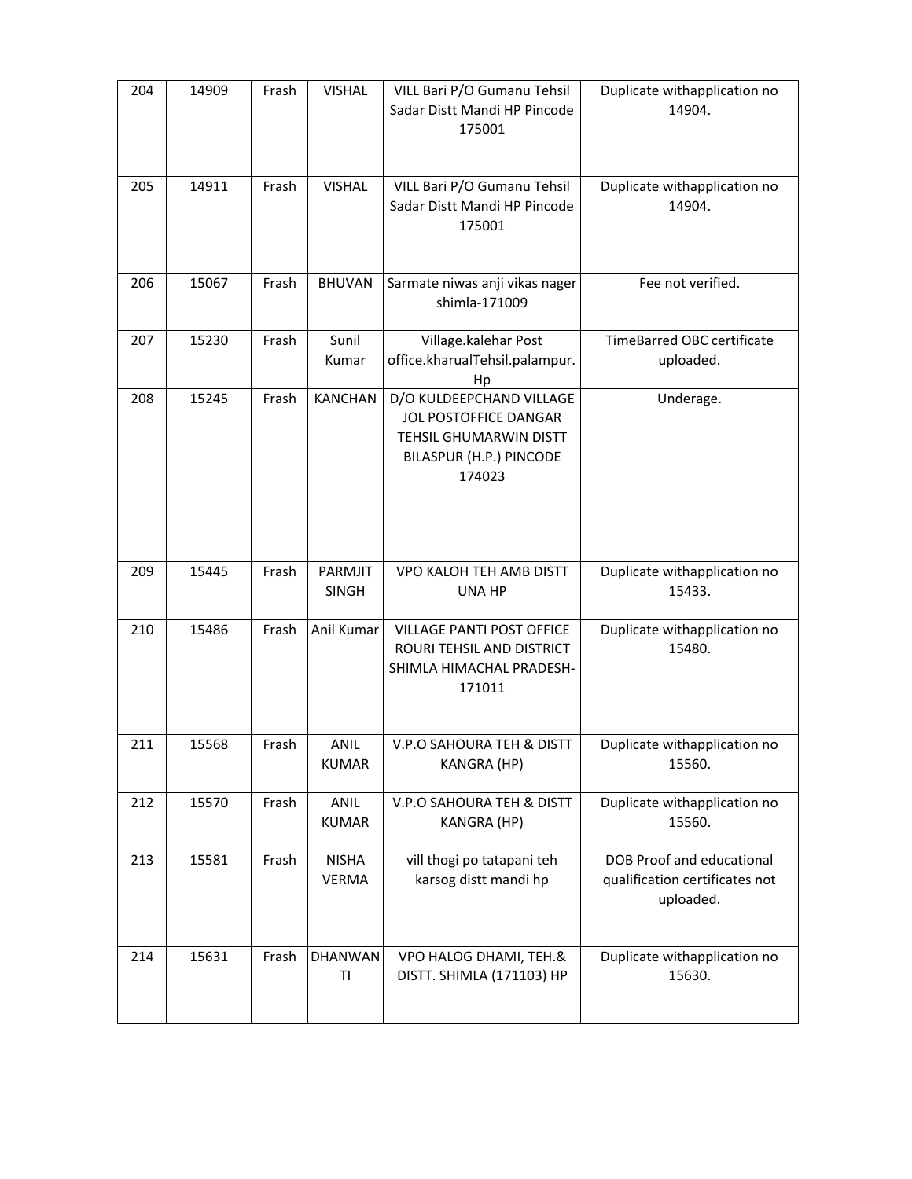| 204 | 14909 | Frash | VISHAL | VILL Bari P/O Gumanu Tehsil Sadar Distt Mandi HP Pincode 175001 | Duplicate withapplication no 14904. |
|---|---|---|---|---|---|
| 205 | 14911 | Frash | VISHAL | VILL Bari P/O Gumanu Tehsil Sadar Distt Mandi HP Pincode 175001 | Duplicate withapplication no 14904. |
| 206 | 15067 | Frash | BHUVAN | Sarmate niwas anji vikas nager shimla-171009 | Fee not verified. |
| 207 | 15230 | Frash | Sunil Kumar | Village.kalehar Post office.kharualTehsil.palampur. Hp | TimeBarred OBC certificate uploaded. |
| 208 | 15245 | Frash | KANCHAN | D/O KULDEEPCHAND VILLAGE JOL POSTOFFICE DANGAR TEHSIL GHUMARWIN DISTT BILASPUR (H.P.) PINCODE 174023 | Underage. |
| 209 | 15445 | Frash | PARMJIT SINGH | VPO KALOH TEH AMB DISTT UNA HP | Duplicate withapplication no 15433. |
| 210 | 15486 | Frash | Anil Kumar | VILLAGE PANTI POST OFFICE ROURI TEHSIL AND DISTRICT SHIMLA HIMACHAL PRADESH-171011 | Duplicate withapplication no 15480. |
| 211 | 15568 | Frash | ANIL KUMAR | V.P.O SAHOURA TEH & DISTT KANGRA (HP) | Duplicate withapplication no 15560. |
| 212 | 15570 | Frash | ANIL KUMAR | V.P.O SAHOURA TEH & DISTT KANGRA (HP) | Duplicate withapplication no 15560. |
| 213 | 15581 | Frash | NISHA VERMA | vill thogi po tatapani teh karsog distt mandi hp | DOB Proof and educational qualification certificates not uploaded. |
| 214 | 15631 | Frash | DHANWANTI | VPO HALOG DHAMI, TEH.& DISTT. SHIMLA (171103) HP | Duplicate withapplication no 15630. |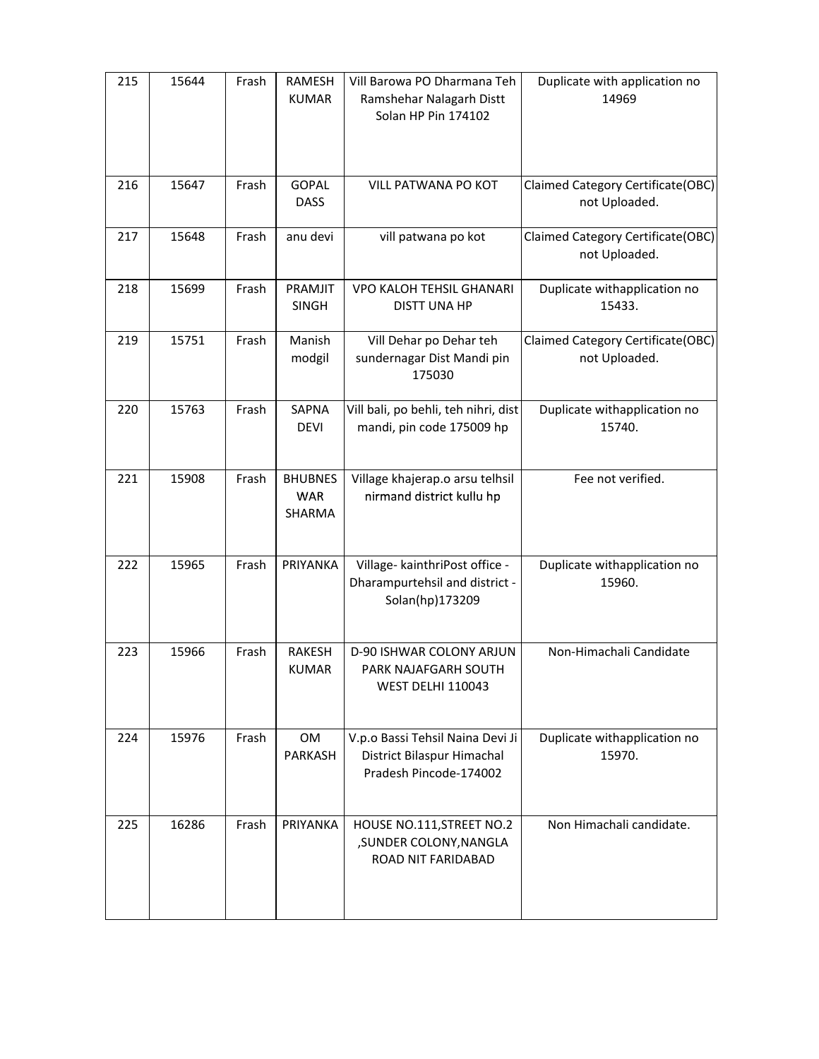| 215 | 15644 | Frash | RAMESH KUMAR | Vill Barowa PO Dharmana Teh Ramshehar Nalagarh Distt Solan HP Pin 174102 | Duplicate with application no 14969 |
|---|---|---|---|---|---|
| 216 | 15647 | Frash | GOPAL DASS | VILL PATWANA PO KOT | Claimed Category Certificate(OBC) not Uploaded. |
| 217 | 15648 | Frash | anu devi | vill patwana po kot | Claimed Category Certificate(OBC) not Uploaded. |
| 218 | 15699 | Frash | PRAMJIT SINGH | VPO KALOH TEHSIL GHANARI DISTT UNA HP | Duplicate withapplication no 15433. |
| 219 | 15751 | Frash | Manish modgil | Vill Dehar po Dehar teh sundernagar Dist Mandi pin 175030 | Claimed Category Certificate(OBC) not Uploaded. |
| 220 | 15763 | Frash | SAPNA DEVI | Vill bali, po behli, teh nihri, dist mandi, pin code 175009 hp | Duplicate withapplication no 15740. |
| 221 | 15908 | Frash | BHUBNES WAR SHARMA | Village khajerap.o arsu telhsil nirmand district kullu hp | Fee not verified. |
| 222 | 15965 | Frash | PRIYANKA | Village- kainthriPost office - Dharampurtehsil and district - Solan(hp)173209 | Duplicate withapplication no 15960. |
| 223 | 15966 | Frash | RAKESH KUMAR | D-90 ISHWAR COLONY ARJUN PARK NAJAFGARH SOUTH WEST DELHI 110043 | Non-Himachali Candidate |
| 224 | 15976 | Frash | OM PARKASH | V.p.o Bassi Tehsil Naina Devi Ji District Bilaspur Himachal Pradesh Pincode-174002 | Duplicate withapplication no 15970. |
| 225 | 16286 | Frash | PRIYANKA | HOUSE NO.111,STREET NO.2 ,SUNDER COLONY,NANGLA ROAD NIT FARIDABAD | Non Himachali candidate. |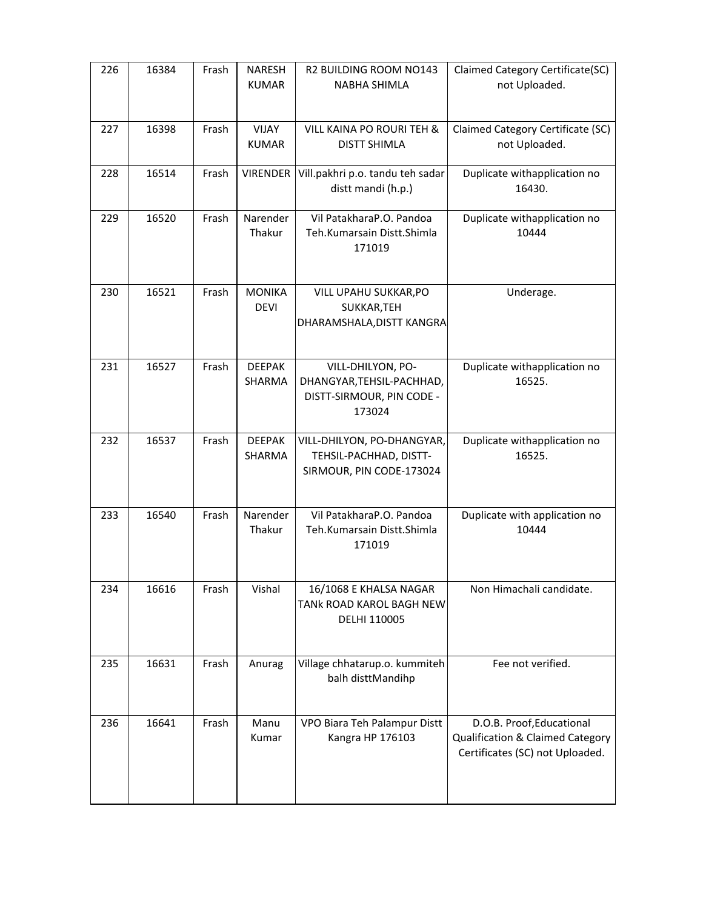| 226 | 16384 | Frash | NARESH KUMAR | R2 BUILDING ROOM NO143 NABHA SHIMLA | Claimed Category Certificate(SC) not Uploaded. |
|---|---|---|---|---|---|
| 227 | 16398 | Frash | VIJAY KUMAR | VILL KAINA PO ROURI TEH & DISTT SHIMLA | Claimed Category Certificate (SC) not Uploaded. |
| 228 | 16514 | Frash | VIRENDER | Vill.pakhri p.o. tandu teh sadar distt mandi (h.p.) | Duplicate withapplication no 16430. |
| 229 | 16520 | Frash | Narender Thakur | Vil PatakharaP.O. Pandoa Teh.Kumarsain Distt.Shimla 171019 | Duplicate withapplication no 10444 |
| 230 | 16521 | Frash | MONIKA DEVI | VILL UPAHU SUKKAR,PO SUKKAR,TEH DHARAMSHALA,DISTT KANGRA | Underage. |
| 231 | 16527 | Frash | DEEPAK SHARMA | VILL-DHILYON, PO-DHANGYAR,TEHSIL-PACHHAD, DISTT-SIRMOUR, PIN CODE - 173024 | Duplicate withapplication no 16525. |
| 232 | 16537 | Frash | DEEPAK SHARMA | VILL-DHILYON, PO-DHANGYAR, TEHSIL-PACHHAD, DISTT-SIRMOUR, PIN CODE-173024 | Duplicate withapplication no 16525. |
| 233 | 16540 | Frash | Narender Thakur | Vil PatakharaP.O. Pandoa Teh.Kumarsain Distt.Shimla 171019 | Duplicate with application no 10444 |
| 234 | 16616 | Frash | Vishal | 16/1068 E KHALSA NAGAR TANk ROAD KAROL BAGH NEW DELHI 110005 | Non Himachali candidate. |
| 235 | 16631 | Frash | Anurag | Village chhatarup.o. kummiteh balh disttMandihp | Fee not verified. |
| 236 | 16641 | Frash | Manu Kumar | VPO Biara Teh Palampur Distt Kangra HP 176103 | D.O.B. Proof,Educational Qualification & Claimed Category Certificates (SC) not Uploaded. |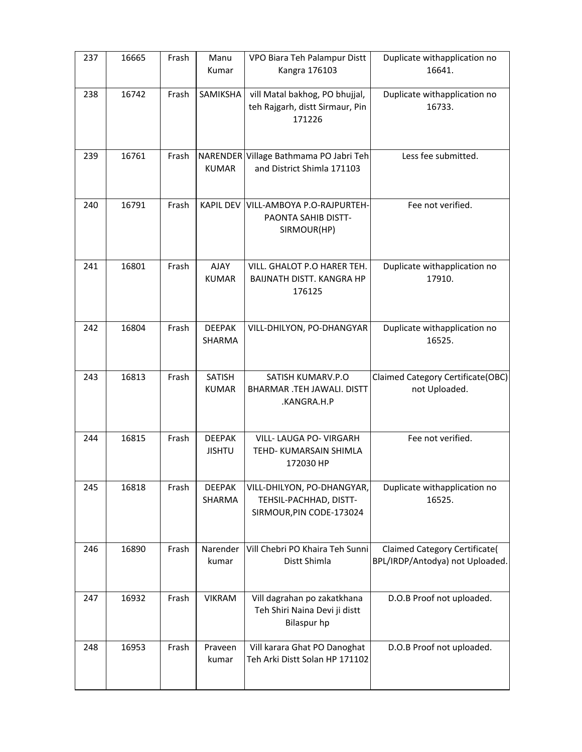| 237 | 16665 | Frash | Manu Kumar | VPO Biara Teh Palampur Distt Kangra 176103 | Duplicate withapplication no 16641. |
|---|---|---|---|---|---|
| 238 | 16742 | Frash | SAMIKSHA | vill Matal bakhog, PO bhujjal, teh Rajgarh, distt Sirmaur, Pin 171226 | Duplicate withapplication no 16733. |
| 239 | 16761 | Frash | NARENDER KUMAR | Village Bathmama PO Jabri Teh and District Shimla 171103 | Less fee submitted. |
| 240 | 16791 | Frash | KAPIL DEV | VILL-AMBOYA P.O-RAJPURTEH-PAONTA SAHIB DISTT-SIRMOUR(HP) | Fee not verified. |
| 241 | 16801 | Frash | AJAY KUMAR | VILL. GHALOT P.O HARER TEH. BAIJNATH DISTT. KANGRA HP 176125 | Duplicate withapplication no 17910. |
| 242 | 16804 | Frash | DEEPAK SHARMA | VILL-DHILYON, PO-DHANGYAR | Duplicate withapplication no 16525. |
| 243 | 16813 | Frash | SATISH KUMAR | SATISH KUMARV.P.O BHARMAR .TEH JAWALI. DISTT .KANGRA.H.P | Claimed Category Certificate(OBC) not Uploaded. |
| 244 | 16815 | Frash | DEEPAK JISHTU | VILL- LAUGA PO- VIRGARH TEHD- KUMARSAIN SHIMLA 172030 HP | Fee not verified. |
| 245 | 16818 | Frash | DEEPAK SHARMA | VILL-DHILYON, PO-DHANGYAR, TEHSIL-PACHHAD, DISTT-SIRMOUR,PIN CODE-173024 | Duplicate withapplication no 16525. |
| 246 | 16890 | Frash | Narender kumar | Vill Chebri PO Khaira Teh Sunni Distt Shimla | Claimed Category Certificate( BPL/IRDP/Antodya) not Uploaded. |
| 247 | 16932 | Frash | VIKRAM | Vill dagrahan po zakatkhana Teh Shiri Naina Devi ji distt Bilaspur hp | D.O.B Proof not uploaded. |
| 248 | 16953 | Frash | Praveen kumar | Vill karara Ghat PO Danoghat Teh Arki Distt Solan HP 171102 | D.O.B Proof not uploaded. |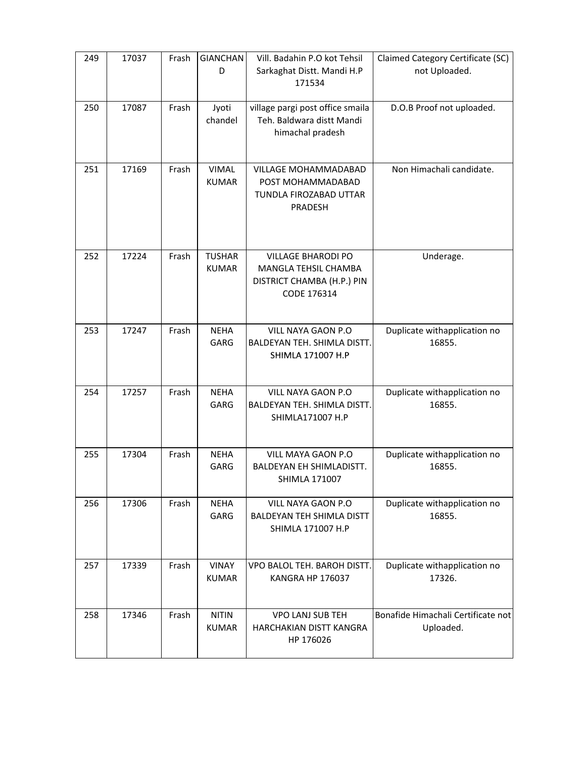| | | | | | |
|---|---|---|---|---|---|
| 249 | 17037 | Frash | GIANCHAND | Vill. Badahin P.O kot Tehsil Sarkaghat Distt. Mandi H.P 171534 | Claimed Category Certificate (SC) not Uploaded. |
| 250 | 17087 | Frash | Jyoti chandel | village pargi post office smaila Teh. Baldwara distt Mandi himachal pradesh | D.O.B Proof not uploaded. |
| 251 | 17169 | Frash | VIMAL KUMAR | VILLAGE MOHAMMADABAD POST MOHAMMADABAD TUNDLA FIROZABAD UTTAR PRADESH | Non Himachali candidate. |
| 252 | 17224 | Frash | TUSHAR KUMAR | VILLAGE BHARODI PO MANGLA TEHSIL CHAMBA DISTRICT CHAMBA (H.P.) PIN CODE 176314 | Underage. |
| 253 | 17247 | Frash | NEHA GARG | VILL NAYA GAON P.O BALDEYAN TEH. SHIMLA DISTT. SHIMLA 171007 H.P | Duplicate withapplication no 16855. |
| 254 | 17257 | Frash | NEHA GARG | VILL NAYA GAON P.O BALDEYAN TEH. SHIMLA DISTT. SHIMLA171007 H.P | Duplicate withapplication no 16855. |
| 255 | 17304 | Frash | NEHA GARG | VILL MAYA GAON P.O BALDEYAN EH SHIMLADISTT. SHIMLA 171007 | Duplicate withapplication no 16855. |
| 256 | 17306 | Frash | NEHA GARG | VILL NAYA GAON P.O BALDEYAN TEH SHIMLA DISTT SHIMLA 171007 H.P | Duplicate withapplication no 16855. |
| 257 | 17339 | Frash | VINAY KUMAR | VPO BALOL TEH. BAROH DISTT. KANGRA HP 176037 | Duplicate withapplication no 17326. |
| 258 | 17346 | Frash | NITIN KUMAR | VPO LANJ SUB TEH HARCHAKIAN DISTT KANGRA HP 176026 | Bonafide Himachali Certificate not Uploaded. |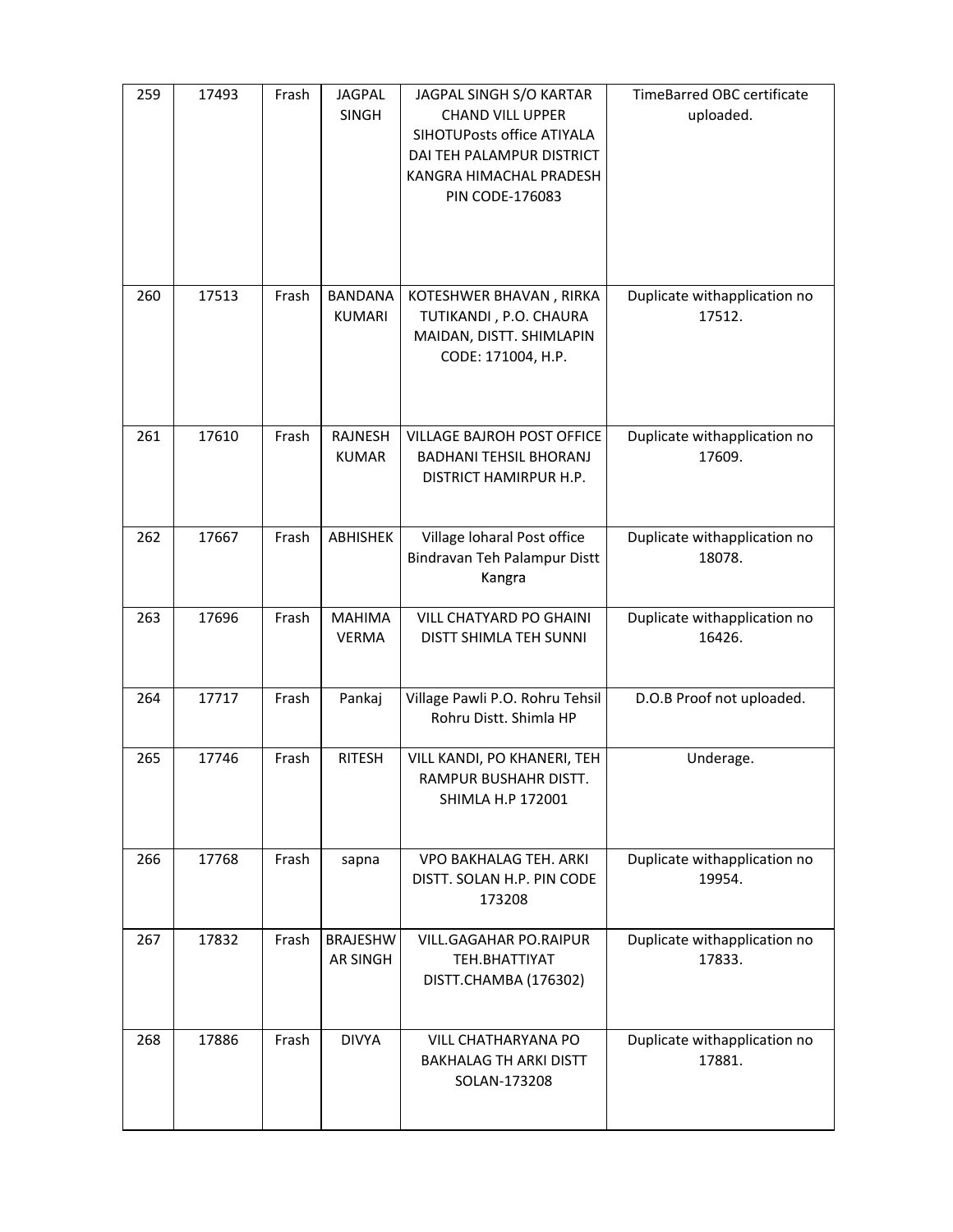| 259 | 17493 | Frash | JAGPAL SINGH | JAGPAL SINGH S/O KARTAR CHAND VILL UPPER SIHOTUPosts office ATIYALA DAI TEH PALAMPUR DISTRICT KANGRA HIMACHAL PRADESH PIN CODE-176083 | TimeBarred OBC certificate uploaded. |
|---|---|---|---|---|---|
| 260 | 17513 | Frash | BANDANA KUMARI | KOTESHWER BHAVAN , RIRKA TUTIKANDI , P.O. CHAURA MAIDAN, DISTT. SHIMLAPIN CODE: 171004, H.P. | Duplicate withapplication no 17512. |
| 261 | 17610 | Frash | RAJNESH KUMAR | VILLAGE BAJROH POST OFFICE BADHANI TEHSIL BHORANJ DISTRICT HAMIRPUR H.P. | Duplicate withapplication no 17609. |
| 262 | 17667 | Frash | ABHISHEK | Village loharal Post office Bindravan Teh Palampur Distt Kangra | Duplicate withapplication no 18078. |
| 263 | 17696 | Frash | MAHIMA VERMA | VILL CHATYARD PO GHAINI DISTT SHIMLA TEH SUNNI | Duplicate withapplication no 16426. |
| 264 | 17717 | Frash | Pankaj | Village Pawli P.O. Rohru Tehsil Rohru Distt. Shimla HP | D.O.B Proof not uploaded. |
| 265 | 17746 | Frash | RITESH | VILL KANDI, PO KHANERI, TEH RAMPUR BUSHAHR DISTT. SHIMLA H.P 172001 | Underage. |
| 266 | 17768 | Frash | sapna | VPO BAKHALAG TEH. ARKI DISTT. SOLAN H.P. PIN CODE 173208 | Duplicate withapplication no 19954. |
| 267 | 17832 | Frash | BRAJESHWAR SINGH | VILL.GAGAHAR PO.RAIPUR TEH.BHATTIYAT DISTT.CHAMBA (176302) | Duplicate withapplication no 17833. |
| 268 | 17886 | Frash | DIVYA | VILL CHATHARYANA PO BAKHALAG TH ARKI DISTT SOLAN-173208 | Duplicate withapplication no 17881. |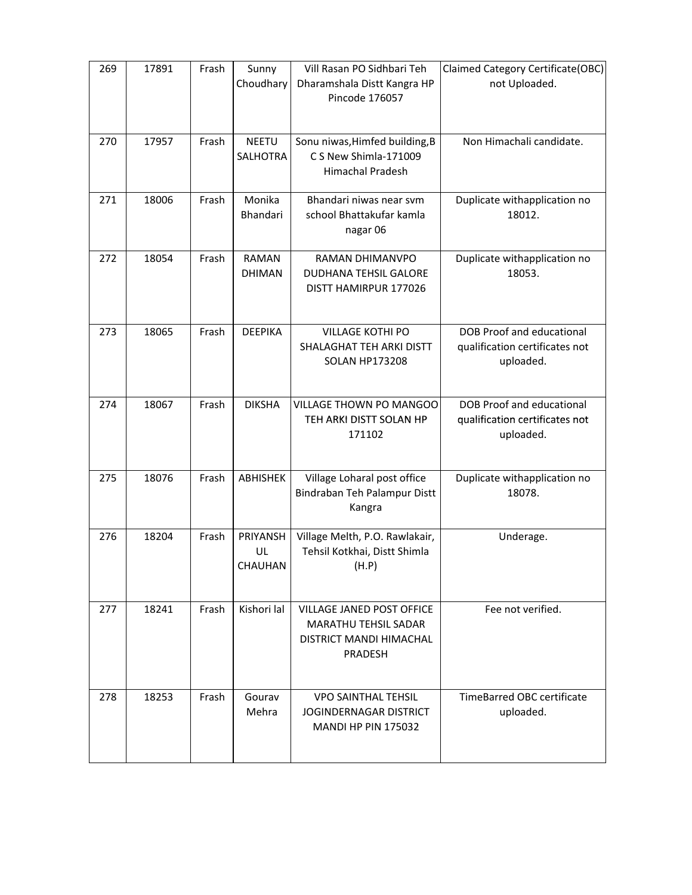| 269 | 17891 | Frash | Sunny Choudhary | Vill Rasan PO Sidhbari Teh Dharamshala Distt Kangra HP Pincode 176057 | Claimed Category Certificate(OBC) not Uploaded. |
|---|---|---|---|---|---|
| 270 | 17957 | Frash | NEETU SALHOTRA | Sonu niwas,Himfed building,B C S New Shimla-171009 Himachal Pradesh | Non Himachali candidate. |
| 271 | 18006 | Frash | Monika Bhandari | Bhandari niwas near svm school Bhattakufar kamla nagar 06 | Duplicate withapplication no 18012. |
| 272 | 18054 | Frash | RAMAN DHIMAN | RAMAN DHIMANVPO DUDHANA TEHSIL GALORE DISTT HAMIRPUR 177026 | Duplicate withapplication no 18053. |
| 273 | 18065 | Frash | DEEPIKA | VILLAGE KOTHI PO SHALAGHAT TEH ARKI DISTT SOLAN HP173208 | DOB Proof and educational qualification certificates not uploaded. |
| 274 | 18067 | Frash | DIKSHA | VILLAGE THOWN PO MANGOO TEH ARKI DISTT SOLAN HP 171102 | DOB Proof and educational qualification certificates not uploaded. |
| 275 | 18076 | Frash | ABHISHEK | Village Loharal post office Bindraban Teh Palampur Distt Kangra | Duplicate withapplication no 18078. |
| 276 | 18204 | Frash | PRIYANSHUL CHAUHAN | Village Melth, P.O. Rawlakair, Tehsil Kotkhai, Distt Shimla (H.P) | Underage. |
| 277 | 18241 | Frash | Kishori lal | VILLAGE JANED POST OFFICE MARATHU TEHSIL SADAR DISTRICT MANDI HIMACHAL PRADESH | Fee not verified. |
| 278 | 18253 | Frash | Gourav Mehra | VPO SAINTHAL TEHSIL JOGINDERNAGAR DISTRICT MANDI HP PIN 175032 | TimeBarred OBC certificate uploaded. |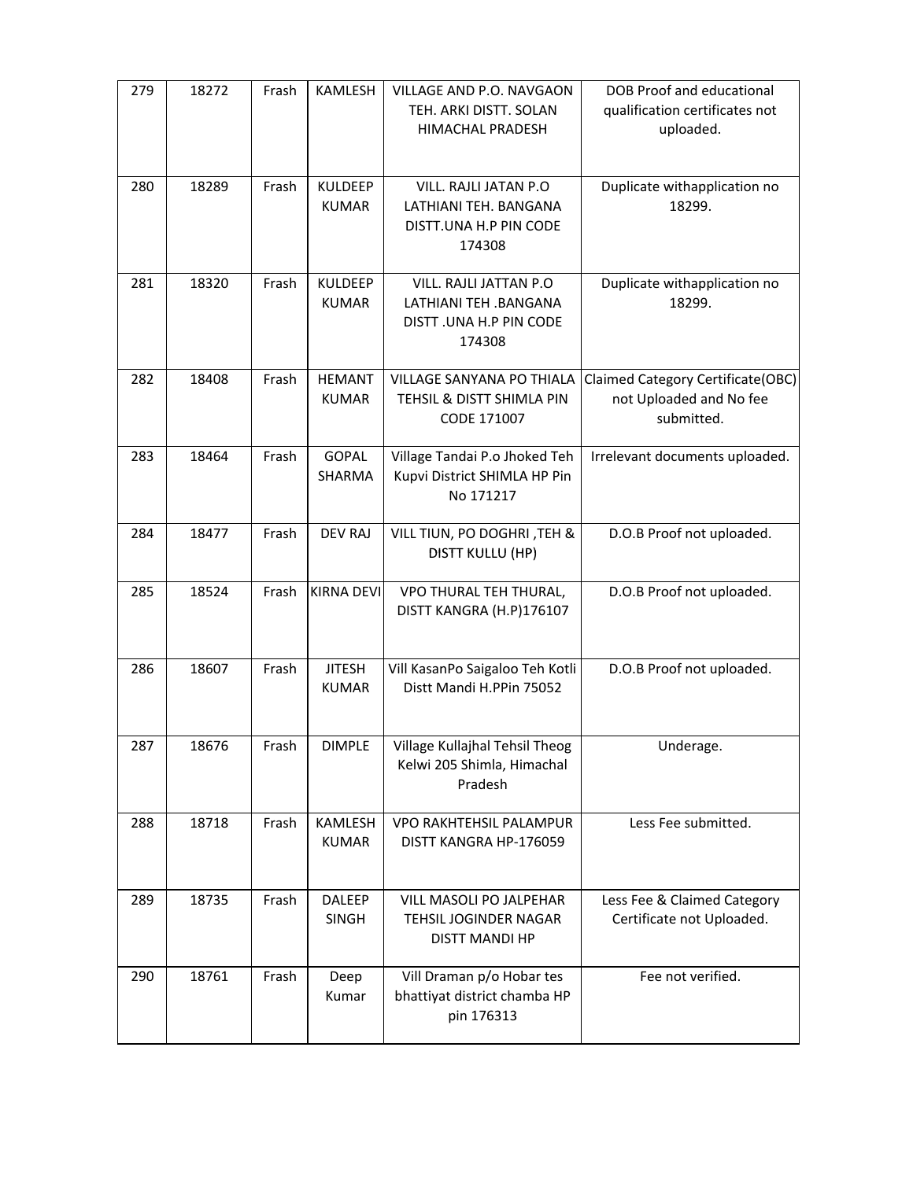| 279 | 18272 | Frash | KAMLESH | VILLAGE AND P.O. NAVGAON TEH. ARKI DISTT. SOLAN HIMACHAL PRADESH | DOB Proof and educational qualification certificates not uploaded. |
|---|---|---|---|---|---|
| 280 | 18289 | Frash | KULDEEP KUMAR | VILL. RAJLI JATAN P.O LATHIANI TEH. BANGANA DISTT.UNA H.P PIN CODE 174308 | Duplicate withapplication no 18299. |
| 281 | 18320 | Frash | KULDEEP KUMAR | VILL. RAJLI JATTAN P.O LATHIANI TEH .BANGANA DISTT .UNA H.P PIN CODE 174308 | Duplicate withapplication no 18299. |
| 282 | 18408 | Frash | HEMANT KUMAR | VILLAGE SANYANA PO THIALA TEHSIL & DISTT SHIMLA PIN CODE 171007 | Claimed Category Certificate(OBC) not Uploaded and No fee submitted. |
| 283 | 18464 | Frash | GOPAL SHARMA | Village Tandai P.o Jhoked Teh Kupvi District SHIMLA HP Pin No 171217 | Irrelevant documents uploaded. |
| 284 | 18477 | Frash | DEV RAJ | VILL TIUN, PO DOGHRI ,TEH & DISTT KULLU (HP) | D.O.B Proof not uploaded. |
| 285 | 18524 | Frash | KIRNA DEVI | VPO THURAL TEH THURAL, DISTT KANGRA (H.P)176107 | D.O.B Proof not uploaded. |
| 286 | 18607 | Frash | JITESH KUMAR | Vill KasanPo Saigaloo Teh Kotli Distt Mandi H.PPin 75052 | D.O.B Proof not uploaded. |
| 287 | 18676 | Frash | DIMPLE | Village Kullajhal Tehsil Theog Kelwi 205 Shimla, Himachal Pradesh | Underage. |
| 288 | 18718 | Frash | KAMLESH KUMAR | VPO RAKHTEHSIL PALAMPUR DISTT KANGRA HP-176059 | Less Fee submitted. |
| 289 | 18735 | Frash | DALEEP SINGH | VILL MASOLI PO JALPEHAR TEHSIL JOGINDER NAGAR DISTT MANDI HP | Less Fee & Claimed Category Certificate not Uploaded. |
| 290 | 18761 | Frash | Deep Kumar | Vill Draman p/o Hobar tes bhattiyat district chamba HP pin 176313 | Fee not verified. |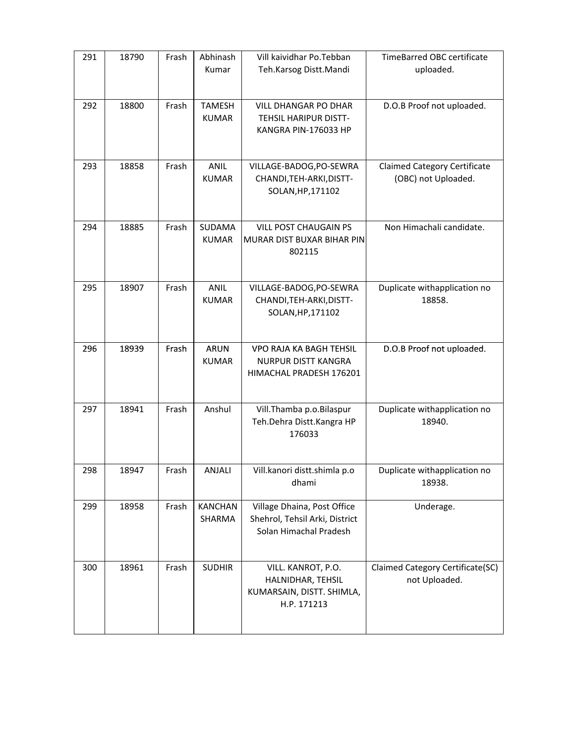| 291 | 18790 | Frash | Abhinash Kumar | Vill kaividhar Po.Tebban Teh.Karsog Distt.Mandi | TimeBarred OBC certificate uploaded. |
|---|---|---|---|---|---|
| 292 | 18800 | Frash | TAMESH KUMAR | VILL DHANGAR PO DHAR TEHSIL HARIPUR DISTT-KANGRA PIN-176033 HP | D.O.B Proof not uploaded. |
| 293 | 18858 | Frash | ANIL KUMAR | VILLAGE-BADOG,PO-SEWRA CHANDI,TEH-ARKI,DISTT-SOLAN,HP,171102 | Claimed Category Certificate (OBC) not Uploaded. |
| 294 | 18885 | Frash | SUDAMA KUMAR | VILL POST CHAUGAIN PS MURAR DIST BUXAR BIHAR PIN 802115 | Non Himachali candidate. |
| 295 | 18907 | Frash | ANIL KUMAR | VILLAGE-BADOG,PO-SEWRA CHANDI,TEH-ARKI,DISTT-SOLAN,HP,171102 | Duplicate withapplication no 18858. |
| 296 | 18939 | Frash | ARUN KUMAR | VPO RAJA KA BAGH TEHSIL NURPUR DISTT KANGRA HIMACHAL PRADESH 176201 | D.O.B Proof not uploaded. |
| 297 | 18941 | Frash | Anshul | Vill.Thamba p.o.Bilaspur Teh.Dehra Distt.Kangra HP 176033 | Duplicate withapplication no 18940. |
| 298 | 18947 | Frash | ANJALI | Vill.kanori distt.shimla p.o dhami | Duplicate withapplication no 18938. |
| 299 | 18958 | Frash | KANCHAN SHARMA | Village Dhaina, Post Office Shehrol, Tehsil Arki, District Solan Himachal Pradesh | Underage. |
| 300 | 18961 | Frash | SUDHIR | VILL. KANROT, P.O. HALNIDHAR, TEHSIL KUMARSAIN, DISTT. SHIMLA, H.P. 171213 | Claimed Category Certificate(SC) not Uploaded. |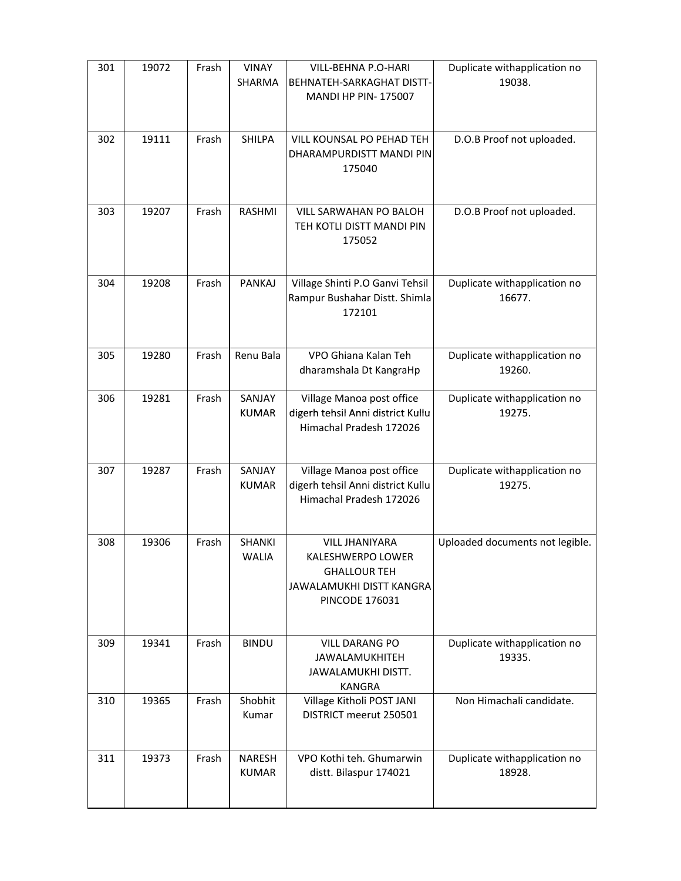| 301 | 19072 | Frash | VINAY SHARMA | VILL-BEHNA P.O-HARI BEHNATEH-SARKAGHAT DISTT-MANDI HP PIN- 175007 | Duplicate withapplication no 19038. |
|---|---|---|---|---|---|
| 302 | 19111 | Frash | SHILPA | VILL KOUNSAL PO PEHAD TEH DHARAMPURDISTT MANDI PIN 175040 | D.O.B Proof not uploaded. |
| 303 | 19207 | Frash | RASHMI | VILL SARWAHAN PO BALOH TEH KOTLI DISTT MANDI PIN 175052 | D.O.B Proof not uploaded. |
| 304 | 19208 | Frash | PANKAJ | Village Shinti P.O Ganvi Tehsil Rampur Bushahar Distt. Shimla 172101 | Duplicate withapplication no 16677. |
| 305 | 19280 | Frash | Renu Bala | VPO Ghiana Kalan Teh dharamshala Dt KangraHp | Duplicate withapplication no 19260. |
| 306 | 19281 | Frash | SANJAY KUMAR | Village Manoa post office digerh tehsil Anni district Kullu Himachal Pradesh 172026 | Duplicate withapplication no 19275. |
| 307 | 19287 | Frash | SANJAY KUMAR | Village Manoa post office digerh tehsil Anni district Kullu Himachal Pradesh 172026 | Duplicate withapplication no 19275. |
| 308 | 19306 | Frash | SHANKI WALIA | VILL JHANIYARA KALESHWERPO LOWER GHALLOUR TEH JAWALAMUKHI DISTT KANGRA PINCODE 176031 | Uploaded documents not legible. |
| 309 | 19341 | Frash | BINDU | VILL DARANG PO JAWALAMUKHITEH JAWALAMUKHI DISTT. KANGRA | Duplicate withapplication no 19335. |
| 310 | 19365 | Frash | Shobhit Kumar | Village Kitholi POST JANI DISTRICT meerut 250501 | Non Himachali candidate. |
| 311 | 19373 | Frash | NARESH KUMAR | VPO Kothi teh. Ghumarwin distt. Bilaspur 174021 | Duplicate withapplication no 18928. |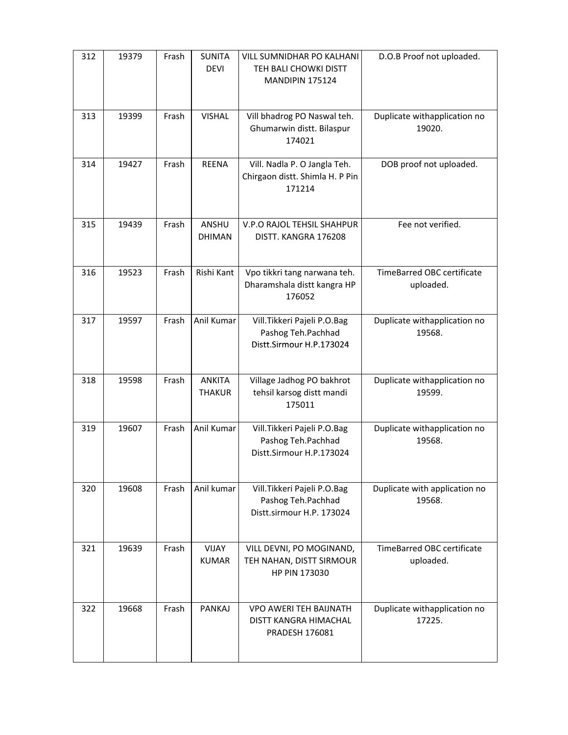| 312 | 19379 | Frash | SUNITA DEVI | VILL SUMNIDHAR PO KALHANI TEH BALI CHOWKI DISTT MANDIPIN 175124 | D.O.B Proof not uploaded. |
|---|---|---|---|---|---|
| 313 | 19399 | Frash | VISHAL | Vill bhadrog PO Naswal teh. Ghumarwin distt. Bilaspur 174021 | Duplicate withapplication no 19020. |
| 314 | 19427 | Frash | REENA | Vill. Nadla P. O Jangla Teh. Chirgaon distt. Shimla H. P Pin 171214 | DOB proof not uploaded. |
| 315 | 19439 | Frash | ANSHU DHIMAN | V.P.O RAJOL TEHSIL SHAHPUR DISTT. KANGRA 176208 | Fee not verified. |
| 316 | 19523 | Frash | Rishi Kant | Vpo tikkri tang narwana teh. Dharamshala distt kangra HP 176052 | TimeBarred OBC certificate uploaded. |
| 317 | 19597 | Frash | Anil Kumar | Vill.Tikkeri Pajeli P.O.Bag Pashog Teh.Pachhad Distt.Sirmour H.P.173024 | Duplicate withapplication no 19568. |
| 318 | 19598 | Frash | ANKITA THAKUR | Village Jadhog PO bakhrot tehsil karsog distt mandi 175011 | Duplicate withapplication no 19599. |
| 319 | 19607 | Frash | Anil Kumar | Vill.Tikkeri Pajeli P.O.Bag Pashog Teh.Pachhad Distt.Sirmour H.P.173024 | Duplicate withapplication no 19568. |
| 320 | 19608 | Frash | Anil kumar | Vill.Tikkeri Pajeli P.O.Bag Pashog Teh.Pachhad Distt.sirmour H.P. 173024 | Duplicate with application no 19568. |
| 321 | 19639 | Frash | VIJAY KUMAR | VILL DEVNI, PO MOGINAND, TEH NAHAN, DISTT SIRMOUR HP PIN 173030 | TimeBarred OBC certificate uploaded. |
| 322 | 19668 | Frash | PANKAJ | VPO AWERI TEH BAIJNATH DISTT KANGRA HIMACHAL PRADESH 176081 | Duplicate withapplication no 17225. |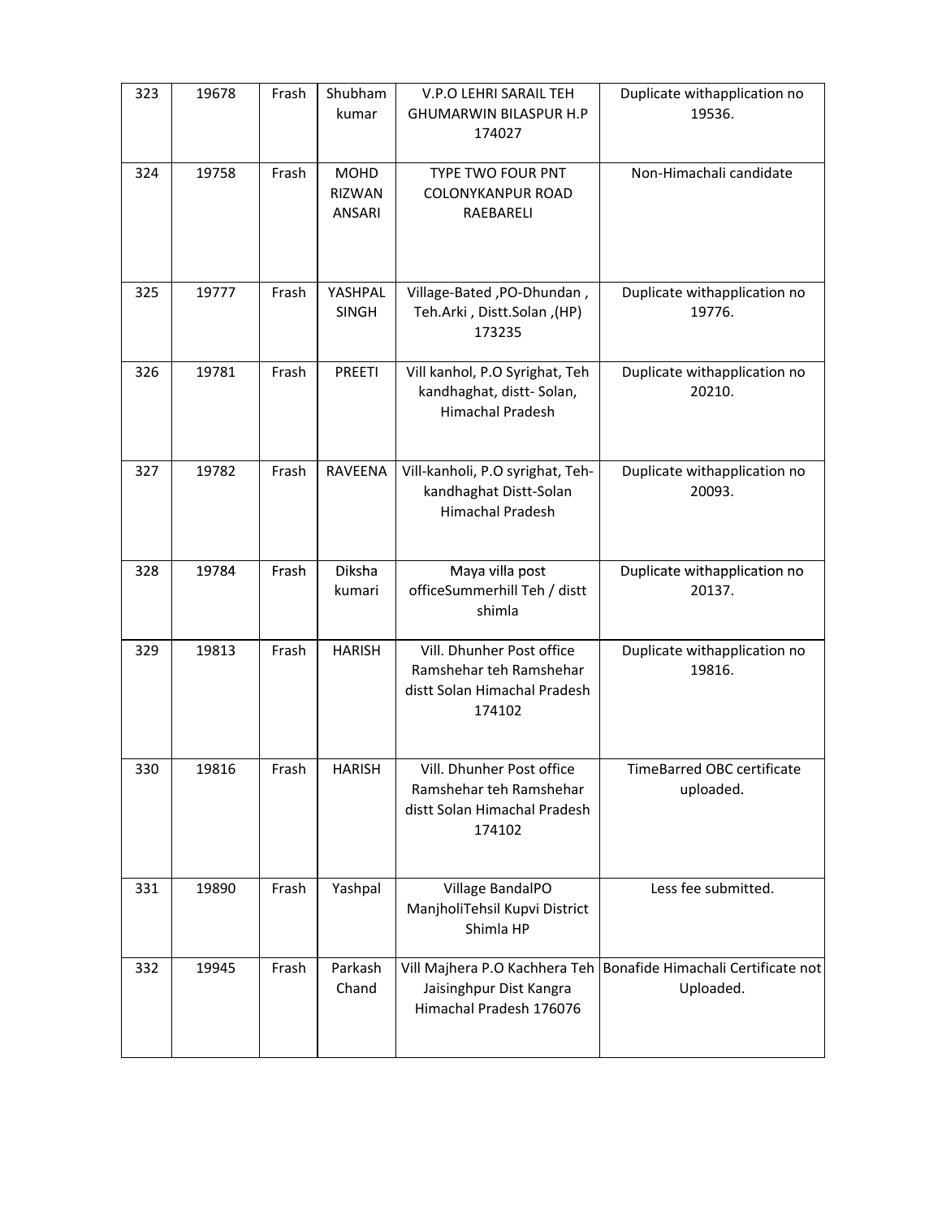| | | | | | |
|---|---|---|---|---|---|
| 323 | 19678 | Frash | Shubham kumar | V.P.O LEHRI SARAIL TEH GHUMARWIN BILASPUR H.P 174027 | Duplicate withapplication no 19536. |
| 324 | 19758 | Frash | MOHD RIZWAN ANSARI | TYPE TWO FOUR PNT COLONYKANPUR ROAD RAEBARELI | Non-Himachali candidate |
| 325 | 19777 | Frash | YASHPAL SINGH | Village-Bated ,PO-Dhundan , Teh.Arki , Distt.Solan ,(HP) 173235 | Duplicate withapplication no 19776. |
| 326 | 19781 | Frash | PREETI | Vill kanhol, P.O Syrighat, Teh kandhaghat, distt- Solan, Himachal Pradesh | Duplicate withapplication no 20210. |
| 327 | 19782 | Frash | RAVEENA | Vill-kanholi, P.O syrighat, Teh-kandhaghat Distt-Solan Himachal Pradesh | Duplicate withapplication no 20093. |
| 328 | 19784 | Frash | Diksha kumari | Maya villa post officeSummerhill Teh / distt shimla | Duplicate withapplication no 20137. |
| 329 | 19813 | Frash | HARISH | Vill. Dhunher Post office Ramshehar teh Ramshehar distt Solan Himachal Pradesh 174102 | Duplicate withapplication no 19816. |
| 330 | 19816 | Frash | HARISH | Vill. Dhunher Post office Ramshehar teh Ramshehar distt Solan Himachal Pradesh 174102 | TimeBarred OBC certificate uploaded. |
| 331 | 19890 | Frash | Yashpal | Village BandalPO ManjholiTehsil Kupvi District Shimla HP | Less fee submitted. |
| 332 | 19945 | Frash | Parkash Chand | Vill Majhera P.O Kachhera Teh Jaisinghpur Dist Kangra Himachal Pradesh 176076 | Bonafide Himachali Certificate not Uploaded. |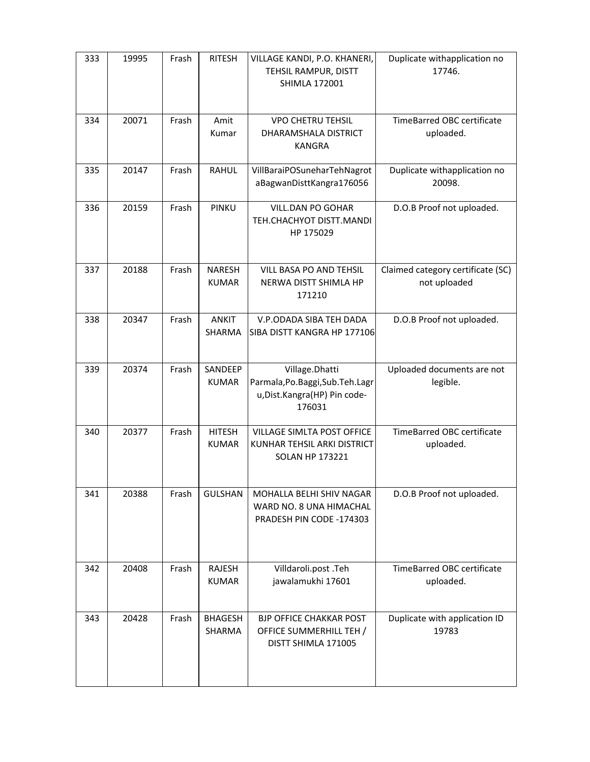| 333 | 19995 | Frash | RITESH | VILLAGE KANDI, P.O. KHANERI, TEHSIL RAMPUR, DISTT SHIMLA 172001 | Duplicate withapplication no 17746. |
|---|---|---|---|---|---|
| 334 | 20071 | Frash | Amit Kumar | VPO CHETRU TEHSIL DHARAMSHALA DISTRICT KANGRA | TimeBarred OBC certificate uploaded. |
| 335 | 20147 | Frash | RAHUL | VillBaraiPOSuneharTehNagrotaBagwanDisttKangra176056 | Duplicate withapplication no 20098. |
| 336 | 20159 | Frash | PINKU | VILL.DAN PO GOHAR TEH.CHACHYOT DISTT.MANDI HP 175029 | D.O.B Proof not uploaded. |
| 337 | 20188 | Frash | NARESH KUMAR | VILL BASA PO AND TEHSIL NERWA DISTT SHIMLA HP 171210 | Claimed category certificate (SC) not uploaded |
| 338 | 20347 | Frash | ANKIT SHARMA | V.P.ODADA SIBA TEH DADA SIBA DISTT KANGRA HP 177106 | D.O.B Proof not uploaded. |
| 339 | 20374 | Frash | SANDEEP KUMAR | Village.Dhatti Parmala,Po.Baggi,Sub.Teh.Lagru,Dist.Kangra(HP) Pin code-176031 | Uploaded documents are not legible. |
| 340 | 20377 | Frash | HITESH KUMAR | VILLAGE SIMLTA POST OFFICE KUNHAR TEHSIL ARKI DISTRICT SOLAN HP 173221 | TimeBarred OBC certificate uploaded. |
| 341 | 20388 | Frash | GULSHAN | MOHALLA BELHI SHIV NAGAR WARD NO. 8 UNA HIMACHAL PRADESH PIN CODE -174303 | D.O.B Proof not uploaded. |
| 342 | 20408 | Frash | RAJESH KUMAR | Villdaroli.post .Teh jawalamukhi 17601 | TimeBarred OBC certificate uploaded. |
| 343 | 20428 | Frash | BHAGESH SHARMA | BJP OFFICE CHAKKAR POST OFFICE SUMMERHILL TEH / DISTT SHIMLA 171005 | Duplicate with application ID 19783 |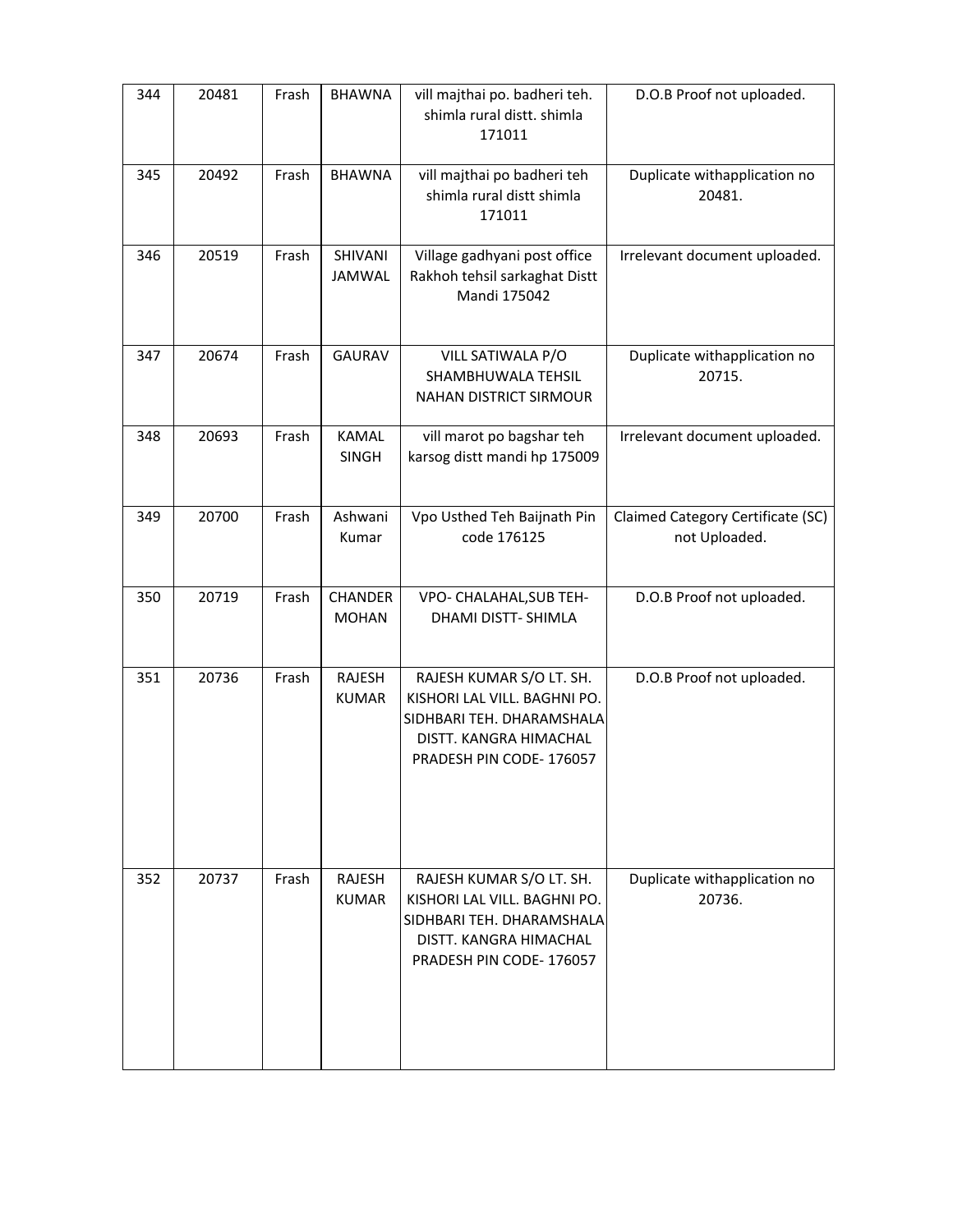| 344 | 20481 | Frash | BHAWNA | vill majthai po. badheri teh. shimla rural distt. shimla 171011 | D.O.B Proof not uploaded. |
|---|---|---|---|---|---|
| 345 | 20492 | Frash | BHAWNA | vill majthai po badheri teh shimla rural distt shimla 171011 | Duplicate withapplication no 20481. |
| 346 | 20519 | Frash | SHIVANI JAMWAL | Village gadhyani post office Rakhoh tehsil sarkaghat Distt Mandi 175042 | Irrelevant document uploaded. |
| 347 | 20674 | Frash | GAURAV | VILL SATIWALA P/O SHAMBHUWALA TEHSIL NAHAN DISTRICT SIRMOUR | Duplicate withapplication no 20715. |
| 348 | 20693 | Frash | KAMAL SINGH | vill marot po bagshar teh karsog distt mandi hp 175009 | Irrelevant document uploaded. |
| 349 | 20700 | Frash | Ashwani Kumar | Vpo Usthed Teh Baijnath Pin code 176125 | Claimed Category Certificate (SC) not Uploaded. |
| 350 | 20719 | Frash | CHANDER MOHAN | VPO- CHALAHAL,SUB TEH- DHAMI DISTT- SHIMLA | D.O.B Proof not uploaded. |
| 351 | 20736 | Frash | RAJESH KUMAR | RAJESH KUMAR S/O LT. SH. KISHORI LAL VILL. BAGHNI PO. SIDHBARI TEH. DHARAMSHALA DISTT. KANGRA HIMACHAL PRADESH PIN CODE- 176057 | D.O.B Proof not uploaded. |
| 352 | 20737 | Frash | RAJESH KUMAR | RAJESH KUMAR S/O LT. SH. KISHORI LAL VILL. BAGHNI PO. SIDHBARI TEH. DHARAMSHALA DISTT. KANGRA HIMACHAL PRADESH PIN CODE- 176057 | Duplicate withapplication no 20736. |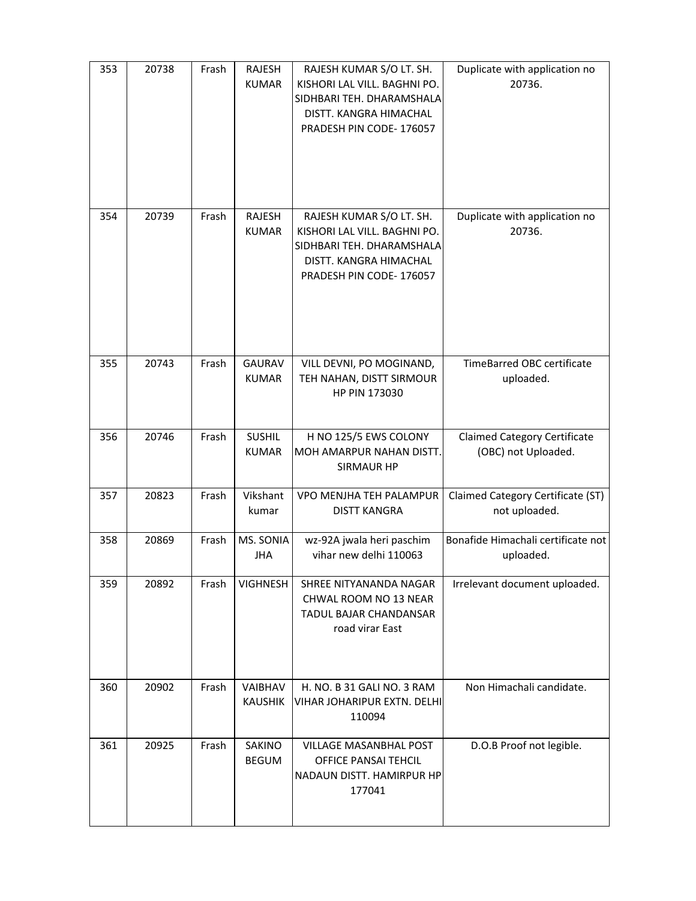| 353 | 20738 | Frash | RAJESH KUMAR | RAJESH KUMAR S/O LT. SH. KISHORI LAL VILL. BAGHNI PO. SIDHBARI TEH. DHARAMSHALA DISTT. KANGRA HIMACHAL PRADESH PIN CODE- 176057 | Duplicate with application no 20736. |
|---|---|---|---|---|---|
| 354 | 20739 | Frash | RAJESH KUMAR | RAJESH KUMAR S/O LT. SH. KISHORI LAL VILL. BAGHNI PO. SIDHBARI TEH. DHARAMSHALA DISTT. KANGRA HIMACHAL PRADESH PIN CODE- 176057 | Duplicate with application no 20736. |
| 355 | 20743 | Frash | GAURAV KUMAR | VILL DEVNI, PO MOGINAND, TEH NAHAN, DISTT SIRMOUR HP PIN 173030 | TimeBarred OBC certificate uploaded. |
| 356 | 20746 | Frash | SUSHIL KUMAR | H NO 125/5 EWS COLONY MOH AMARPUR NAHAN DISTT. SIRMAUR HP | Claimed Category Certificate (OBC) not Uploaded. |
| 357 | 20823 | Frash | Vikshant kumar | VPO MENJHA TEH PALAMPUR DISTT KANGRA | Claimed Category Certificate (ST) not uploaded. |
| 358 | 20869 | Frash | MS. SONIA JHA | wz-92A jwala heri paschim vihar new delhi 110063 | Bonafide Himachali certificate not uploaded. |
| 359 | 20892 | Frash | VIGHNESH | SHREE NITYANANDA NAGAR CHWAL ROOM NO 13 NEAR TADUL BAJAR CHANDANSAR road virar East | Irrelevant document uploaded. |
| 360 | 20902 | Frash | VAIBHAV KAUSHIK | H. NO. B 31 GALI NO. 3 RAM VIHAR JOHARIPUR EXTN. DELHI 110094 | Non Himachali candidate. |
| 361 | 20925 | Frash | SAKINO BEGUM | VILLAGE MASANBHAL POST OFFICE PANSAI TEHCIL NADAUN DISTT. HAMIRPUR HP 177041 | D.O.B Proof not legible. |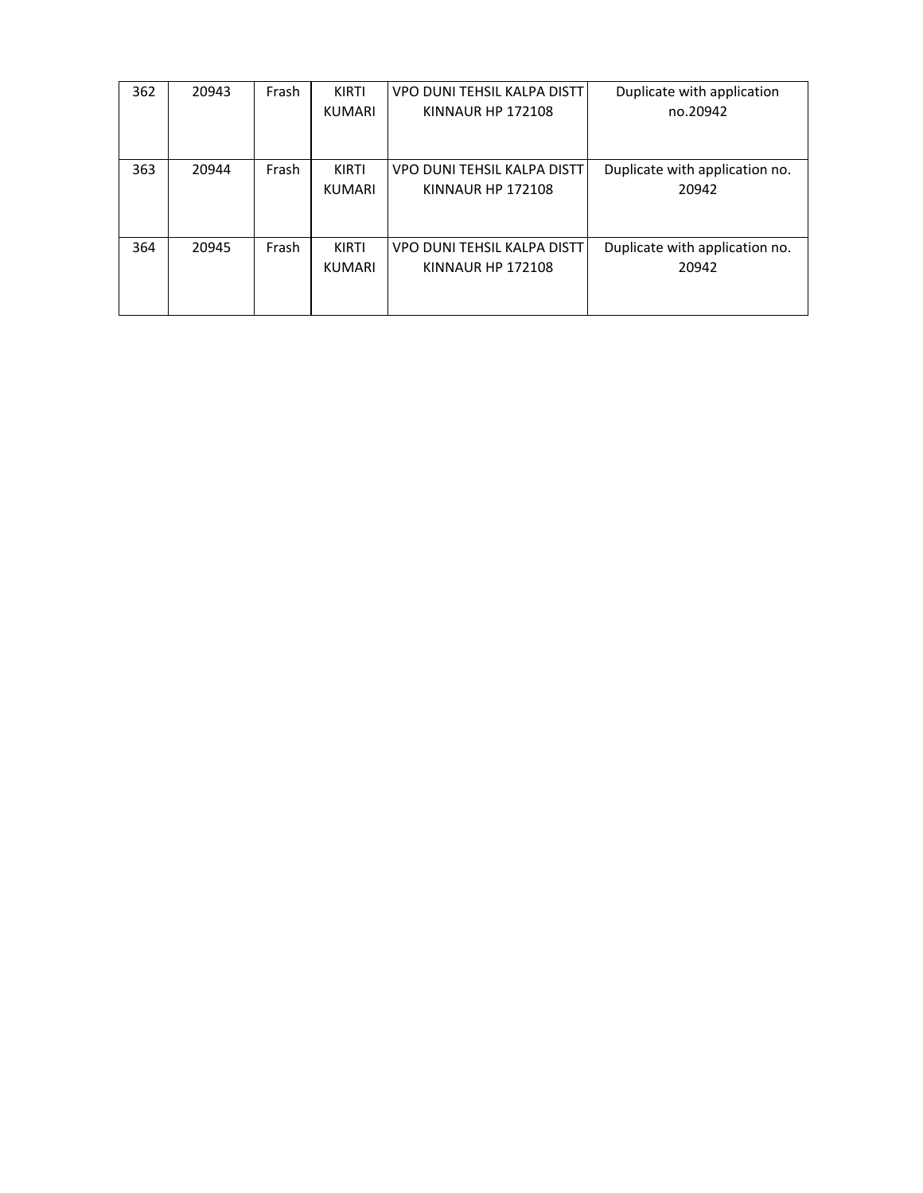| | | | | | |
|---|---|---|---|---|---|
| 362 | 20943 | Frash | KIRTI KUMARI | VPO DUNI TEHSIL KALPA DISTT KINNAUR HP 172108 | Duplicate with application no.20942 |
| 363 | 20944 | Frash | KIRTI KUMARI | VPO DUNI TEHSIL KALPA DISTT KINNAUR HP 172108 | Duplicate with application no. 20942 |
| 364 | 20945 | Frash | KIRTI KUMARI | VPO DUNI TEHSIL KALPA DISTT KINNAUR HP 172108 | Duplicate with application no. 20942 |